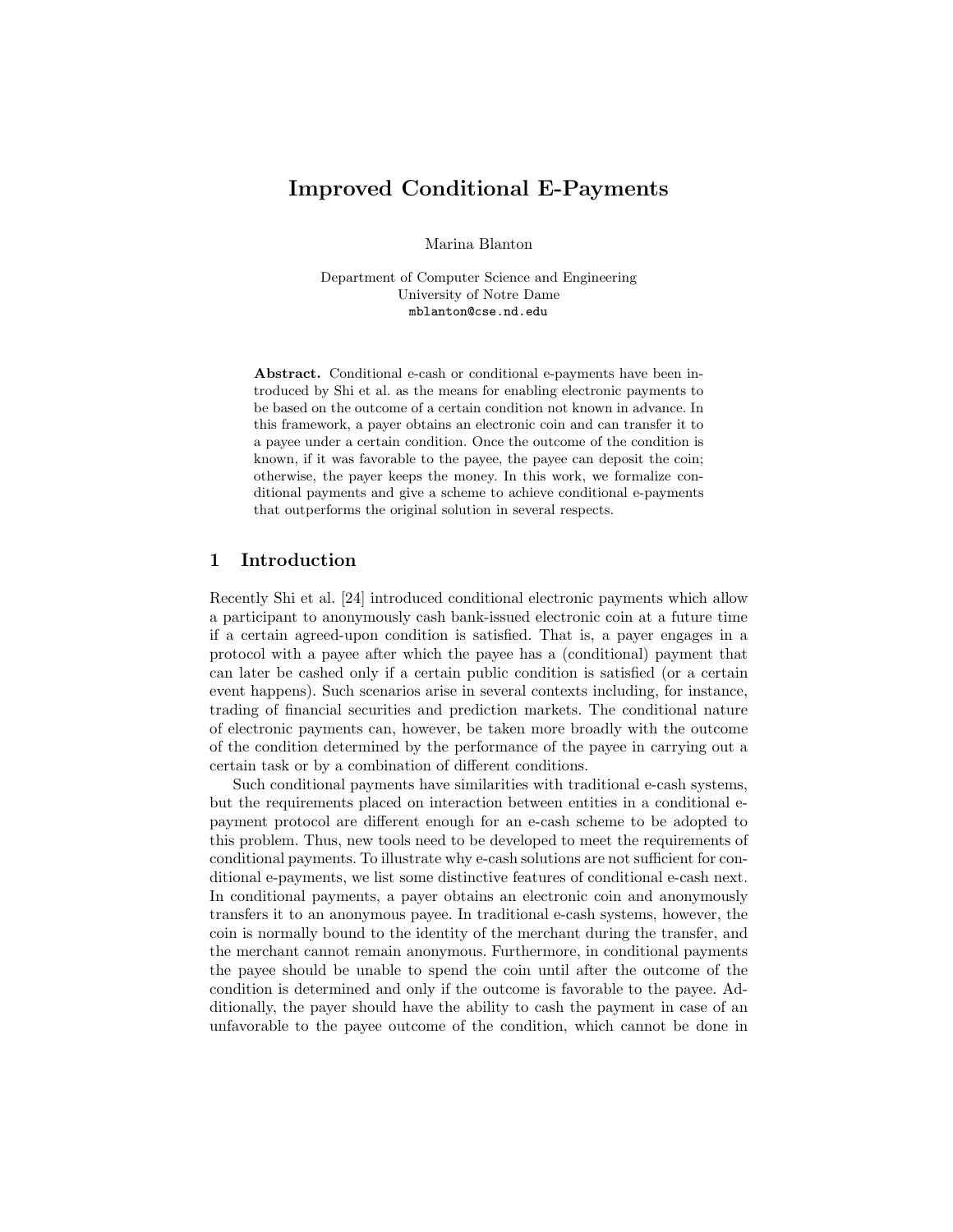# Improved Conditional E-Payments

Marina Blanton

Department of Computer Science and Engineering
University of Notre Dame
mblanton@cse.nd.edu

**Abstract.** Conditional e-cash or conditional e-payments have been introduced by Shi et al. as the means for enabling electronic payments to be based on the outcome of a certain condition not known in advance. In this framework, a payer obtains an electronic coin and can transfer it to a payee under a certain condition. Once the outcome of the condition is known, if it was favorable to the payee, the payee can deposit the coin; otherwise, the payer keeps the money. In this work, we formalize conditional payments and give a scheme to achieve conditional e-payments that outperforms the original solution in several respects.

## 1 Introduction

Recently Shi et al. [24] introduced conditional electronic payments which allow a participant to anonymously cash bank-issued electronic coin at a future time if a certain agreed-upon condition is satisfied. That is, a payer engages in a protocol with a payee after which the payee has a (conditional) payment that can later be cashed only if a certain public condition is satisfied (or a certain event happens). Such scenarios arise in several contexts including, for instance, trading of financial securities and prediction markets. The conditional nature of electronic payments can, however, be taken more broadly with the outcome of the condition determined by the performance of the payee in carrying out a certain task or by a combination of different conditions.

Such conditional payments have similarities with traditional e-cash systems, but the requirements placed on interaction between entities in a conditional e-payment protocol are different enough for an e-cash scheme to be adopted to this problem. Thus, new tools need to be developed to meet the requirements of conditional payments. To illustrate why e-cash solutions are not sufficient for conditional e-payments, we list some distinctive features of conditional e-cash next. In conditional payments, a payer obtains an electronic coin and anonymously transfers it to an anonymous payee. In traditional e-cash systems, however, the coin is normally bound to the identity of the merchant during the transfer, and the merchant cannot remain anonymous. Furthermore, in conditional payments the payee should be unable to spend the coin until after the outcome of the condition is determined and only if the outcome is favorable to the payee. Additionally, the payer should have the ability to cash the payment in case of an unfavorable to the payee outcome of the condition, which cannot be done in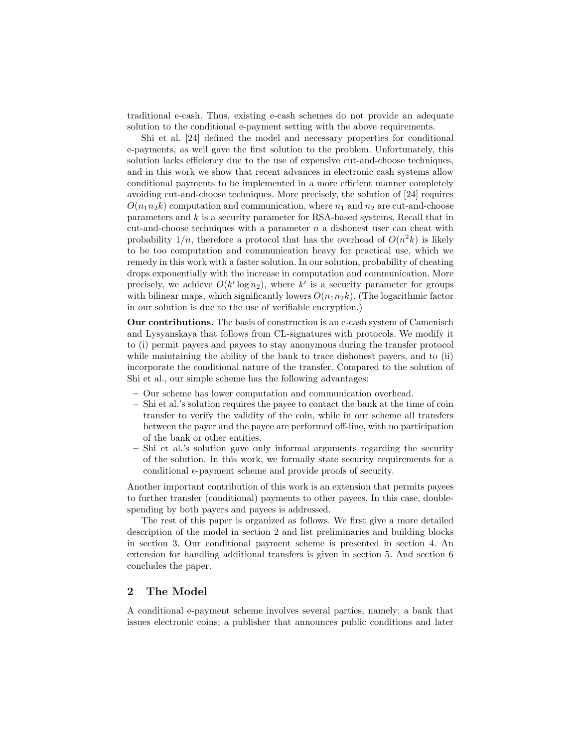traditional e-cash. Thus, existing e-cash schemes do not provide an adequate solution to the conditional e-payment setting with the above requirements.

Shi et al. [24] defined the model and necessary properties for conditional e-payments, as well gave the first solution to the problem. Unfortunately, this solution lacks efficiency due to the use of expensive cut-and-choose techniques, and in this work we show that recent advances in electronic cash systems allow conditional payments to be implemented in a more efficient manner completely avoiding cut-and-choose techniques. More precisely, the solution of [24] requires $O(n_1 n_2 k)$ computation and communication, where $n_1$ and $n_2$ are cut-and-choose parameters and $k$ is a security parameter for RSA-based systems. Recall that in cut-and-choose techniques with a parameter $n$ a dishonest user can cheat with probability $1/n$, therefore a protocol that has the overhead of $O(n^2 k)$ is likely to be too computation and communication heavy for practical use, which we remedy in this work with a faster solution. In our solution, probability of cheating drops exponentially with the increase in computation and communication. More precisely, we achieve $O(k' \log n_2)$, where $k'$ is a security parameter for groups with bilinear maps, which significantly lowers $O(n_1 n_2 k)$. (The logarithmic factor in our solution is due to the use of verifiable encryption.)

**Our contributions.** The basis of construction is an e-cash system of Camenisch and Lysyanskaya that follows from CL-signatures with protocols. We modify it to (i) permit payers and payees to stay anonymous during the transfer protocol while maintaining the ability of the bank to trace dishonest payers, and to (ii) incorporate the conditional nature of the transfer. Compared to the solution of Shi et al., our simple scheme has the following advantages:

- Our scheme has lower computation and communication overhead.
- Shi et al.'s solution requires the payee to contact the bank at the time of coin transfer to verify the validity of the coin, while in our scheme all transfers between the payer and the payee are performed off-line, with no participation of the bank or other entities.
- Shi et al.'s solution gave only informal arguments regarding the security of the solution. In this work, we formally state security requirements for a conditional e-payment scheme and provide proofs of security.

Another important contribution of this work is an extension that permits payees to further transfer (conditional) payments to other payees. In this case, double-spending by both payers and payees is addressed.

The rest of this paper is organized as follows. We first give a more detailed description of the model in section 2 and list preliminaries and building blocks in section 3. Our conditional payment scheme is presented in section 4. An extension for handling additional transfers is given in section 5. And section 6 concludes the paper.

## 2 The Model

A conditional e-payment scheme involves several parties, namely: a bank that issues electronic coins; a publisher that announces public conditions and later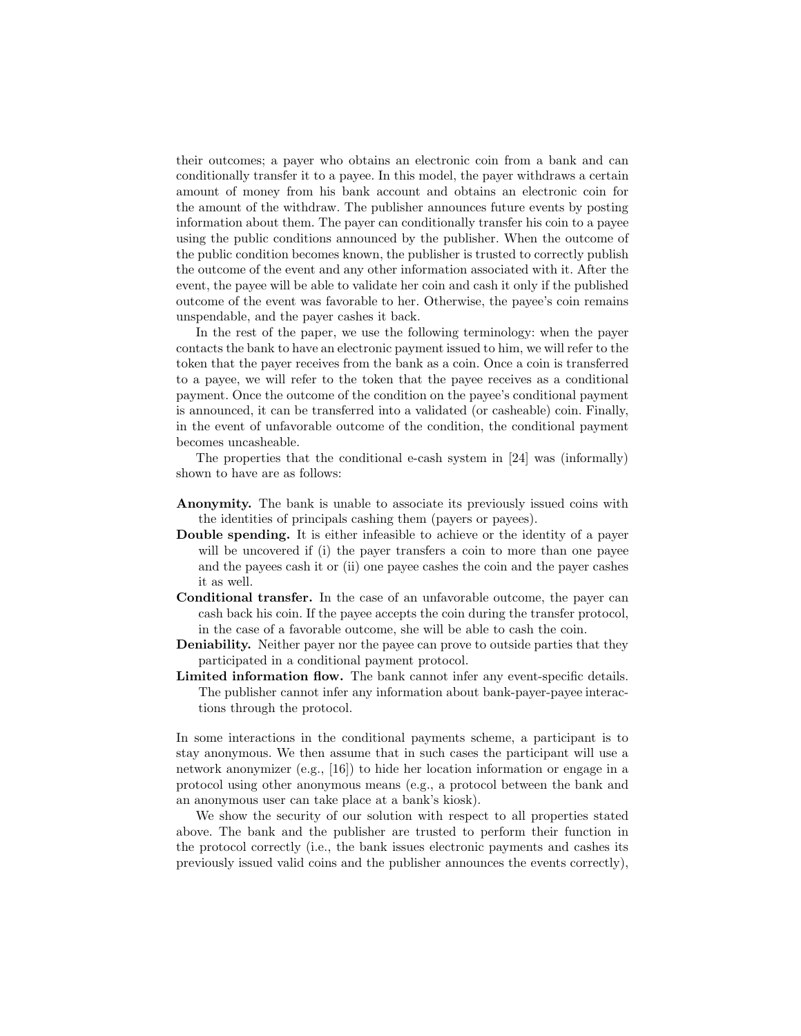their outcomes; a payer who obtains an electronic coin from a bank and can conditionally transfer it to a payee. In this model, the payer withdraws a certain amount of money from his bank account and obtains an electronic coin for the amount of the withdraw. The publisher announces future events by posting information about them. The payer can conditionally transfer his coin to a payee using the public conditions announced by the publisher. When the outcome of the public condition becomes known, the publisher is trusted to correctly publish the outcome of the event and any other information associated with it. After the event, the payee will be able to validate her coin and cash it only if the published outcome of the event was favorable to her. Otherwise, the payee's coin remains unspendable, and the payer cashes it back.

In the rest of the paper, we use the following terminology: when the payer contacts the bank to have an electronic payment issued to him, we will refer to the token that the payer receives from the bank as a coin. Once a coin is transferred to a payee, we will refer to the token that the payee receives as a conditional payment. Once the outcome of the condition on the payee's conditional payment is announced, it can be transferred into a validated (or casheable) coin. Finally, in the event of unfavorable outcome of the condition, the conditional payment becomes uncasheable.

The properties that the conditional e-cash system in [24] was (informally) shown to have are as follows:

- **Anonymity.** The bank is unable to associate its previously issued coins with the identities of principals cashing them (payers or payees).
- **Double spending.** It is either infeasible to achieve or the identity of a payer will be uncovered if (i) the payer transfers a coin to more than one payee and the payees cash it or (ii) one payee cashes the coin and the payer cashes it as well.
- **Conditional transfer.** In the case of an unfavorable outcome, the payer can cash back his coin. If the payee accepts the coin during the transfer protocol, in the case of a favorable outcome, she will be able to cash the coin.
- **Deniability.** Neither payer nor the payee can prove to outside parties that they participated in a conditional payment protocol.
- **Limited information flow.** The bank cannot infer any event-specific details. The publisher cannot infer any information about bank-payer-payee interactions through the protocol.

In some interactions in the conditional payments scheme, a participant is to stay anonymous. We then assume that in such cases the participant will use a network anonymizer (e.g., [16]) to hide her location information or engage in a protocol using other anonymous means (e.g., a protocol between the bank and an anonymous user can take place at a bank's kiosk).

We show the security of our solution with respect to all properties stated above. The bank and the publisher are trusted to perform their function in the protocol correctly (i.e., the bank issues electronic payments and cashes its previously issued valid coins and the publisher announces the events correctly),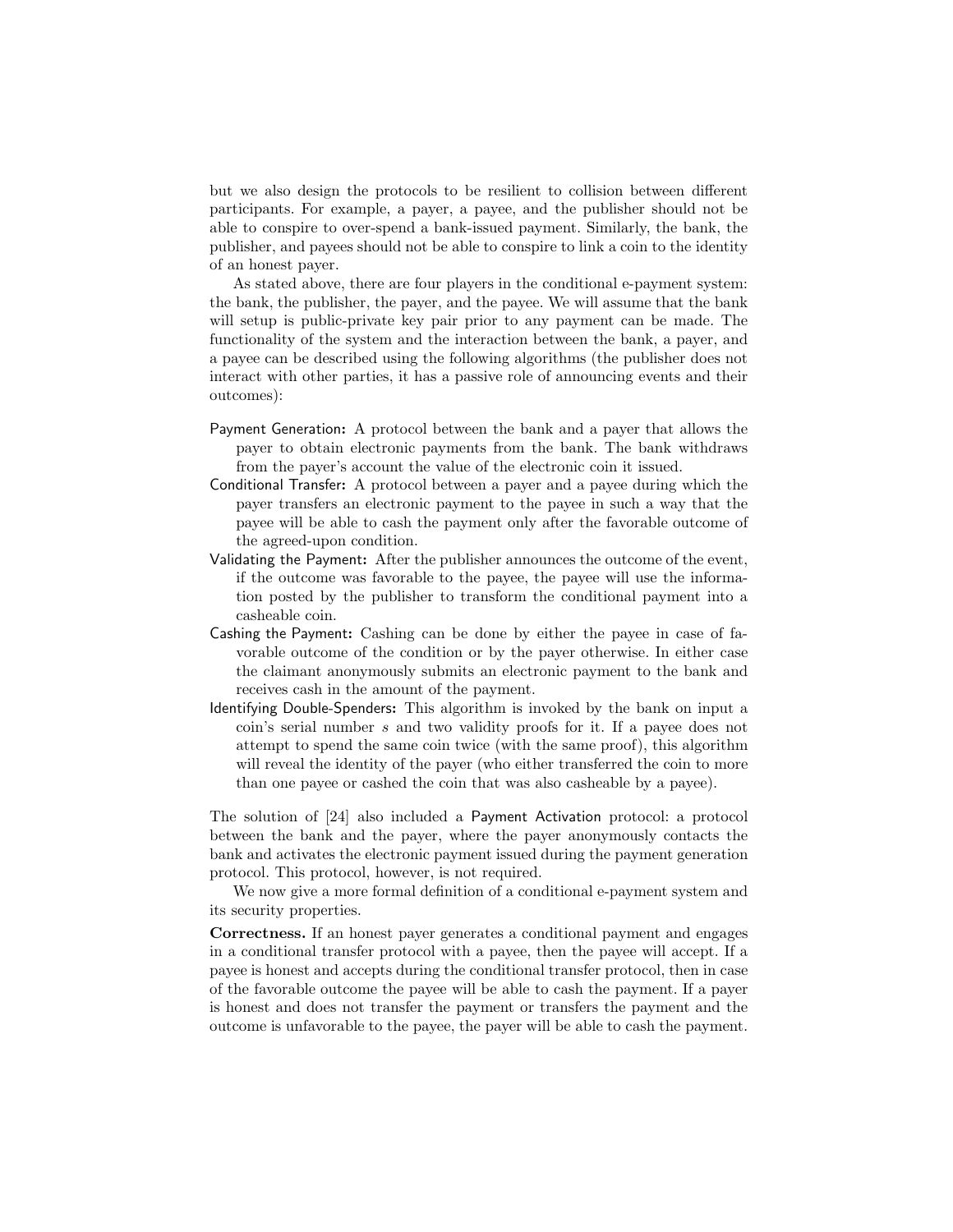but we also design the protocols to be resilient to collision between different participants. For example, a payer, a payee, and the publisher should not be able to conspire to over-spend a bank-issued payment. Similarly, the bank, the publisher, and payees should not be able to conspire to link a coin to the identity of an honest payer.

As stated above, there are four players in the conditional e-payment system: the bank, the publisher, the payer, and the payee. We will assume that the bank will setup is public-private key pair prior to any payment can be made. The functionality of the system and the interaction between the bank, a payer, and a payee can be described using the following algorithms (the publisher does not interact with other parties, it has a passive role of announcing events and their outcomes):

- Payment Generation**:** A protocol between the bank and a payer that allows the payer to obtain electronic payments from the bank. The bank withdraws from the payer's account the value of the electronic coin it issued.
- Conditional Transfer**:** A protocol between a payer and a payee during which the payer transfers an electronic payment to the payee in such a way that the payee will be able to cash the payment only after the favorable outcome of the agreed-upon condition.
- Validating the Payment**:** After the publisher announces the outcome of the event, if the outcome was favorable to the payee, the payee will use the information posted by the publisher to transform the conditional payment into a casheable coin.
- Cashing the Payment**:** Cashing can be done by either the payee in case of favorable outcome of the condition or by the payer otherwise. In either case the claimant anonymously submits an electronic payment to the bank and receives cash in the amount of the payment.
- Identifying Double-Spenders**:** This algorithm is invoked by the bank on input a coin's serial number $s$ and two validity proofs for it. If a payee does not attempt to spend the same coin twice (with the same proof), this algorithm will reveal the identity of the payer (who either transferred the coin to more than one payee or cashed the coin that was also casheable by a payee).

The solution of [24] also included a Payment Activation protocol: a protocol between the bank and the payer, where the payer anonymously contacts the bank and activates the electronic payment issued during the payment generation protocol. This protocol, however, is not required.

We now give a more formal definition of a conditional e-payment system and its security properties.

**Correctness.** If an honest payer generates a conditional payment and engages in a conditional transfer protocol with a payee, then the payee will accept. If a payee is honest and accepts during the conditional transfer protocol, then in case of the favorable outcome the payee will be able to cash the payment. If a payer is honest and does not transfer the payment or transfers the payment and the outcome is unfavorable to the payee, the payer will be able to cash the payment.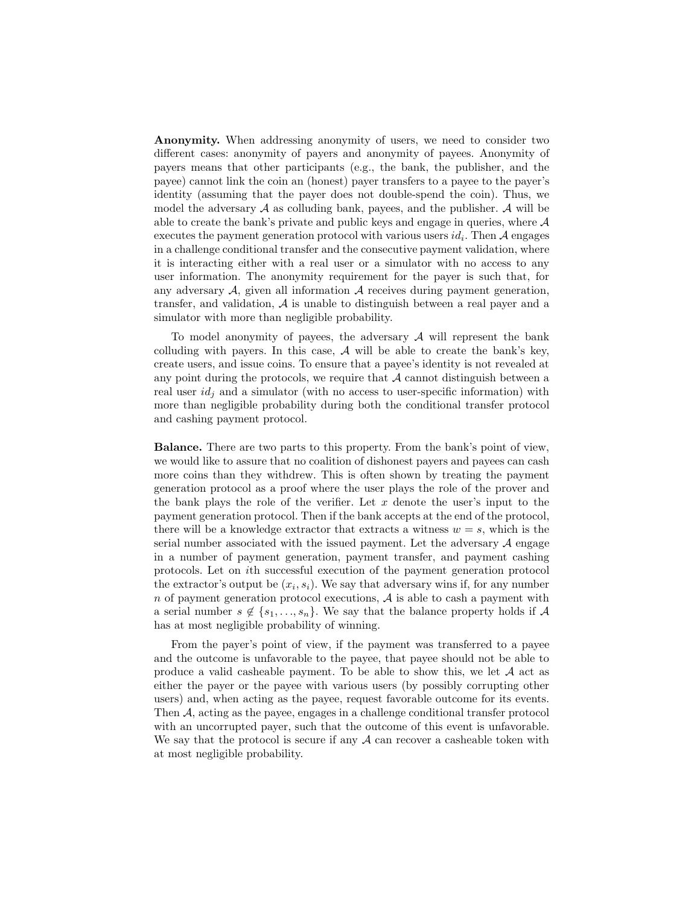**Anonymity.** When addressing anonymity of users, we need to consider two different cases: anonymity of payers and anonymity of payees. Anonymity of payers means that other participants (e.g., the bank, the publisher, and the payee) cannot link the coin an (honest) payer transfers to a payee to the payer's identity (assuming that the payer does not double-spend the coin). Thus, we model the adversary $\mathcal{A}$ as colluding bank, payees, and the publisher. $\mathcal{A}$ will be able to create the bank's private and public keys and engage in queries, where $\mathcal{A}$ executes the payment generation protocol with various users $id_i$. Then $\mathcal{A}$ engages in a challenge conditional transfer and the consecutive payment validation, where it is interacting either with a real user or a simulator with no access to any user information. The anonymity requirement for the payer is such that, for any adversary $\mathcal{A}$, given all information $\mathcal{A}$ receives during payment generation, transfer, and validation, $\mathcal{A}$ is unable to distinguish between a real payer and a simulator with more than negligible probability.

To model anonymity of payees, the adversary $\mathcal{A}$ will represent the bank colluding with payers. In this case, $\mathcal{A}$ will be able to create the bank's key, create users, and issue coins. To ensure that a payee's identity is not revealed at any point during the protocols, we require that $\mathcal{A}$ cannot distinguish between a real user $id_j$ and a simulator (with no access to user-specific information) with more than negligible probability during both the conditional transfer protocol and cashing payment protocol.

**Balance.** There are two parts to this property. From the bank's point of view, we would like to assure that no coalition of dishonest payers and payees can cash more coins than they withdrew. This is often shown by treating the payment generation protocol as a proof where the user plays the role of the prover and the bank plays the role of the verifier. Let $x$ denote the user's input to the payment generation protocol. Then if the bank accepts at the end of the protocol, there will be a knowledge extractor that extracts a witness $w = s$, which is the serial number associated with the issued payment. Let the adversary $\mathcal{A}$ engage in a number of payment generation, payment transfer, and payment cashing protocols. Let on $i$th successful execution of the payment generation protocol the extractor's output be $(x_i, s_i)$. We say that adversary wins if, for any number $n$ of payment generation protocol executions, $\mathcal{A}$ is able to cash a payment with a serial number $s \notin \{s_1, \ldots, s_n\}$. We say that the balance property holds if $\mathcal{A}$ has at most negligible probability of winning.

From the payer's point of view, if the payment was transferred to a payee and the outcome is unfavorable to the payee, that payee should not be able to produce a valid casheable payment. To be able to show this, we let $\mathcal{A}$ act as either the payer or the payee with various users (by possibly corrupting other users) and, when acting as the payee, request favorable outcome for its events. Then $\mathcal{A}$, acting as the payee, engages in a challenge conditional transfer protocol with an uncorrupted payer, such that the outcome of this event is unfavorable. We say that the protocol is secure if any $\mathcal{A}$ can recover a casheable token with at most negligible probability.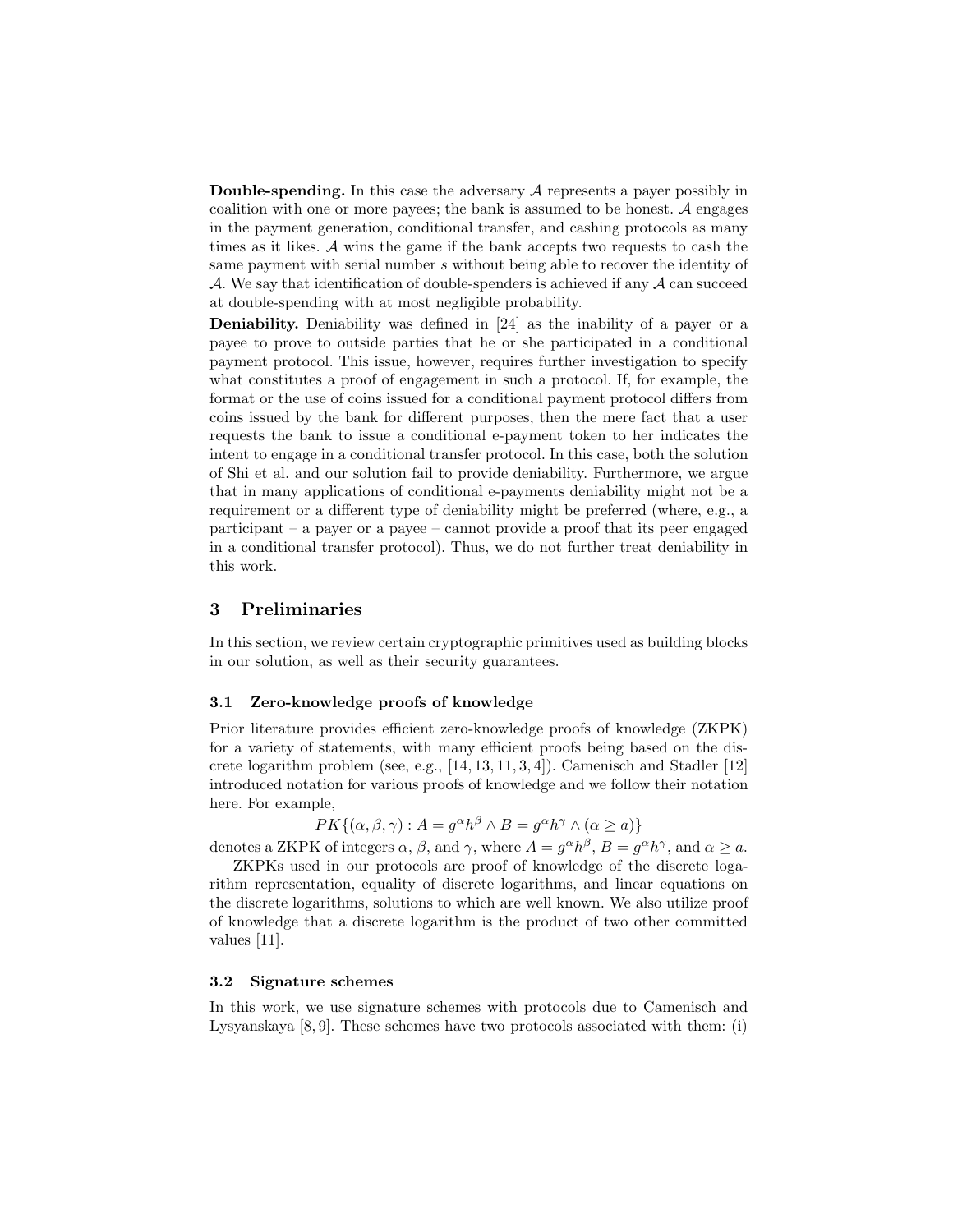**Double-spending.** In this case the adversary $\mathcal{A}$ represents a payer possibly in coalition with one or more payees; the bank is assumed to be honest. $\mathcal{A}$ engages in the payment generation, conditional transfer, and cashing protocols as many times as it likes. $\mathcal{A}$ wins the game if the bank accepts two requests to cash the same payment with serial number $s$ without being able to recover the identity of $\mathcal{A}$. We say that identification of double-spenders is achieved if any $\mathcal{A}$ can succeed at double-spending with at most negligible probability.

**Deniability.** Deniability was defined in [24] as the inability of a payer or a payee to prove to outside parties that he or she participated in a conditional payment protocol. This issue, however, requires further investigation to specify what constitutes a proof of engagement in such a protocol. If, for example, the format or the use of coins issued for a conditional payment protocol differs from coins issued by the bank for different purposes, then the mere fact that a user requests the bank to issue a conditional e-payment token to her indicates the intent to engage in a conditional transfer protocol. In this case, both the solution of Shi et al. and our solution fail to provide deniability. Furthermore, we argue that in many applications of conditional e-payments deniability might not be a requirement or a different type of deniability might be preferred (where, e.g., a participant – a payer or a payee – cannot provide a proof that its peer engaged in a conditional transfer protocol). Thus, we do not further treat deniability in this work.

## 3 Preliminaries

In this section, we review certain cryptographic primitives used as building blocks in our solution, as well as their security guarantees.

### 3.1 Zero-knowledge proofs of knowledge

Prior literature provides efficient zero-knowledge proofs of knowledge (ZKPK) for a variety of statements, with many efficient proofs being based on the discrete logarithm problem (see, e.g., [14, 13, 11, 3, 4]). Camenisch and Stadler [12] introduced notation for various proofs of knowledge and we follow their notation here. For example,

$$PK\{(\alpha, \beta, \gamma) : A = g^{\alpha} h^{\beta} \wedge B = g^{\alpha} h^{\gamma} \wedge (\alpha \geq a)\}$$

denotes a ZKPK of integers $\alpha$, $\beta$, and $\gamma$, where $A = g^{\alpha} h^{\beta}$, $B = g^{\alpha} h^{\gamma}$, and $\alpha \geq a$.

ZKPKs used in our protocols are proof of knowledge of the discrete logarithm representation, equality of discrete logarithms, and linear equations on the discrete logarithms, solutions to which are well known. We also utilize proof of knowledge that a discrete logarithm is the product of two other committed values [11].

### 3.2 Signature schemes

In this work, we use signature schemes with protocols due to Camenisch and Lysyanskaya [8, 9]. These schemes have two protocols associated with them: (i)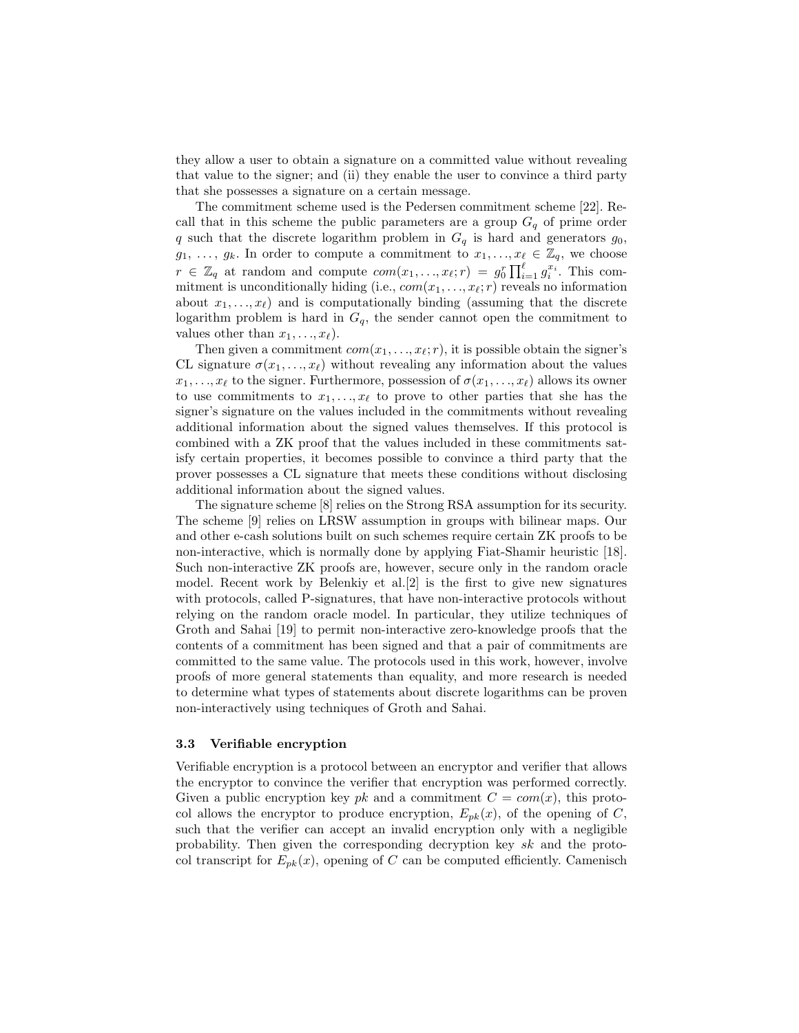they allow a user to obtain a signature on a committed value without revealing that value to the signer; and (ii) they enable the user to convince a third party that she possesses a signature on a certain message.

The commitment scheme used is the Pedersen commitment scheme [22]. Recall that in this scheme the public parameters are a group $G_q$ of prime order $q$ such that the discrete logarithm problem in $G_q$ is hard and generators $g_0$, $g_1$, …, $g_k$. In order to compute a commitment to $x_1, \ldots, x_\ell \in \mathbb{Z}_q$, we choose $r \in \mathbb{Z}_q$ at random and compute $com(x_1, \ldots, x_\ell; r) = g_0^r \prod_{i=1}^{\ell} g_i^{x_i}$. This commitment is unconditionally hiding (i.e., $com(x_1, \ldots, x_\ell; r)$ reveals no information about $x_1, \ldots, x_\ell$) and is computationally binding (assuming that the discrete logarithm problem is hard in $G_q$, the sender cannot open the commitment to values other than $x_1, \ldots, x_\ell$).

Then given a commitment $com(x_1, \ldots, x_\ell; r)$, it is possible obtain the signer's CL signature $\sigma(x_1, \ldots, x_\ell)$ without revealing any information about the values $x_1, \ldots, x_\ell$ to the signer. Furthermore, possession of $\sigma(x_1, \ldots, x_\ell)$ allows its owner to use commitments to $x_1, \ldots, x_\ell$ to prove to other parties that she has the signer's signature on the values included in the commitments without revealing additional information about the signed values themselves. If this protocol is combined with a ZK proof that the values included in these commitments satisfy certain properties, it becomes possible to convince a third party that the prover possesses a CL signature that meets these conditions without disclosing additional information about the signed values.

The signature scheme [8] relies on the Strong RSA assumption for its security. The scheme [9] relies on LRSW assumption in groups with bilinear maps. Our and other e-cash solutions built on such schemes require certain ZK proofs to be non-interactive, which is normally done by applying Fiat-Shamir heuristic [18]. Such non-interactive ZK proofs are, however, secure only in the random oracle model. Recent work by Belenkiy et al.[2] is the first to give new signatures with protocols, called P-signatures, that have non-interactive protocols without relying on the random oracle model. In particular, they utilize techniques of Groth and Sahai [19] to permit non-interactive zero-knowledge proofs that the contents of a commitment has been signed and that a pair of commitments are committed to the same value. The protocols used in this work, however, involve proofs of more general statements than equality, and more research is needed to determine what types of statements about discrete logarithms can be proven non-interactively using techniques of Groth and Sahai.

### 3.3 Verifiable encryption

Verifiable encryption is a protocol between an encryptor and verifier that allows the encryptor to convince the verifier that encryption was performed correctly. Given a public encryption key $pk$ and a commitment $C = com(x)$, this protocol allows the encryptor to produce encryption, $E_{pk}(x)$, of the opening of $C$, such that the verifier can accept an invalid encryption only with a negligible probability. Then given the corresponding decryption key $sk$ and the protocol transcript for $E_{pk}(x)$, opening of $C$ can be computed efficiently. Camenisch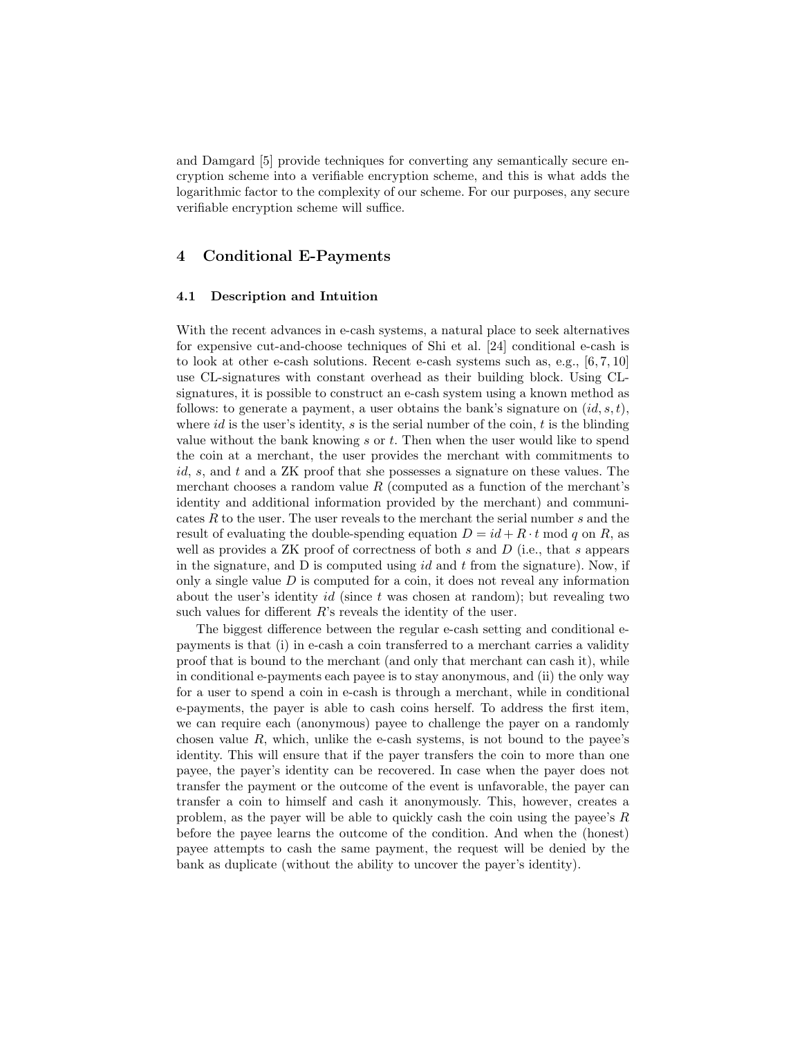and Damgard [5] provide techniques for converting any semantically secure encryption scheme into a verifiable encryption scheme, and this is what adds the logarithmic factor to the complexity of our scheme. For our purposes, any secure verifiable encryption scheme will suffice.

## 4 Conditional E-Payments

### 4.1 Description and Intuition

With the recent advances in e-cash systems, a natural place to seek alternatives for expensive cut-and-choose techniques of Shi et al. [24] conditional e-cash is to look at other e-cash solutions. Recent e-cash systems such as, e.g., [6, 7, 10] use CL-signatures with constant overhead as their building block. Using CL-signatures, it is possible to construct an e-cash system using a known method as follows: to generate a payment, a user obtains the bank's signature on $(id, s, t)$, where $id$ is the user's identity, $s$ is the serial number of the coin, $t$ is the blinding value without the bank knowing $s$ or $t$. Then when the user would like to spend the coin at a merchant, the user provides the merchant with commitments to $id$, $s$, and $t$ and a ZK proof that she possesses a signature on these values. The merchant chooses a random value $R$ (computed as a function of the merchant's identity and additional information provided by the merchant) and communicates $R$ to the user. The user reveals to the merchant the serial number $s$ and the result of evaluating the double-spending equation $D = id + R \cdot t \bmod q$ on $R$, as well as provides a ZK proof of correctness of both $s$ and $D$ (i.e., that $s$ appears in the signature, and D is computed using $id$ and $t$ from the signature). Now, if only a single value $D$ is computed for a coin, it does not reveal any information about the user's identity $id$ (since $t$ was chosen at random); but revealing two such values for different $R$'s reveals the identity of the user.

The biggest difference between the regular e-cash setting and conditional e-payments is that (i) in e-cash a coin transferred to a merchant carries a validity proof that is bound to the merchant (and only that merchant can cash it), while in conditional e-payments each payee is to stay anonymous, and (ii) the only way for a user to spend a coin in e-cash is through a merchant, while in conditional e-payments, the payer is able to cash coins herself. To address the first item, we can require each (anonymous) payee to challenge the payer on a randomly chosen value $R$, which, unlike the e-cash systems, is not bound to the payee's identity. This will ensure that if the payer transfers the coin to more than one payee, the payer's identity can be recovered. In case when the payer does not transfer the payment or the outcome of the event is unfavorable, the payer can transfer a coin to himself and cash it anonymously. This, however, creates a problem, as the payer will be able to quickly cash the coin using the payee's $R$ before the payee learns the outcome of the condition. And when the (honest) payee attempts to cash the same payment, the request will be denied by the bank as duplicate (without the ability to uncover the payer's identity).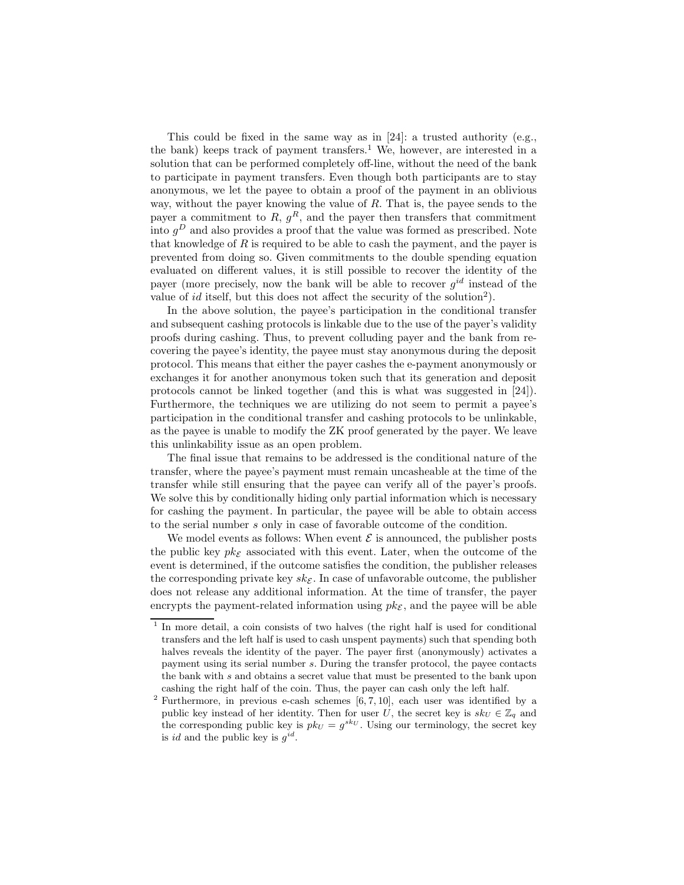This could be fixed in the same way as in [24]: a trusted authority (e.g., the bank) keeps track of payment transfers.[1] We, however, are interested in a solution that can be performed completely off-line, without the need of the bank to participate in payment transfers. Even though both participants are to stay anonymous, we let the payee to obtain a proof of the payment in an oblivious way, without the payer knowing the value of $R$. That is, the payee sends to the payer a commitment to $R$, $g^R$, and the payer then transfers that commitment into $g^D$ and also provides a proof that the value was formed as prescribed. Note that knowledge of $R$ is required to be able to cash the payment, and the payer is prevented from doing so. Given commitments to the double spending equation evaluated on different values, it is still possible to recover the identity of the payer (more precisely, now the bank will be able to recover $g^{id}$ instead of the value of $id$ itself, but this does not affect the security of the solution[2]).

In the above solution, the payee's participation in the conditional transfer and subsequent cashing protocols is linkable due to the use of the payer's validity proofs during cashing. Thus, to prevent colluding payer and the bank from recovering the payee's identity, the payee must stay anonymous during the deposit protocol. This means that either the payer cashes the e-payment anonymously or exchanges it for another anonymous token such that its generation and deposit protocols cannot be linked together (and this is what was suggested in [24]). Furthermore, the techniques we are utilizing do not seem to permit a payee's participation in the conditional transfer and cashing protocols to be unlinkable, as the payee is unable to modify the ZK proof generated by the payer. We leave this unlinkability issue as an open problem.

The final issue that remains to be addressed is the conditional nature of the transfer, where the payee's payment must remain uncasheable at the time of the transfer while still ensuring that the payee can verify all of the payer's proofs. We solve this by conditionally hiding only partial information which is necessary for cashing the payment. In particular, the payee will be able to obtain access to the serial number $s$ only in case of favorable outcome of the condition.

We model events as follows: When event $\mathcal{E}$ is announced, the publisher posts the public key $pk_{\mathcal{E}}$ associated with this event. Later, when the outcome of the event is determined, if the outcome satisfies the condition, the publisher releases the corresponding private key $sk_{\mathcal{E}}$. In case of unfavorable outcome, the publisher does not release any additional information. At the time of transfer, the payer encrypts the payment-related information using $pk_{\mathcal{E}}$, and the payee will be able

---

[1] In more detail, a coin consists of two halves (the right half is used for conditional transfers and the left half is used to cash unspent payments) such that spending both halves reveals the identity of the payer. The payer first (anonymously) activates a payment using its serial number $s$. During the transfer protocol, the payee contacts the bank with $s$ and obtains a secret value that must be presented to the bank upon cashing the right half of the coin. Thus, the payer can cash only the left half.

[2] Furthermore, in previous e-cash schemes [6, 7, 10], each user was identified by a public key instead of her identity. Then for user $U$, the secret key is $sk_U \in \mathbb{Z}_q$ and the corresponding public key is $pk_U = g^{sk_U}$. Using our terminology, the secret key is $id$ and the public key is $g^{id}$.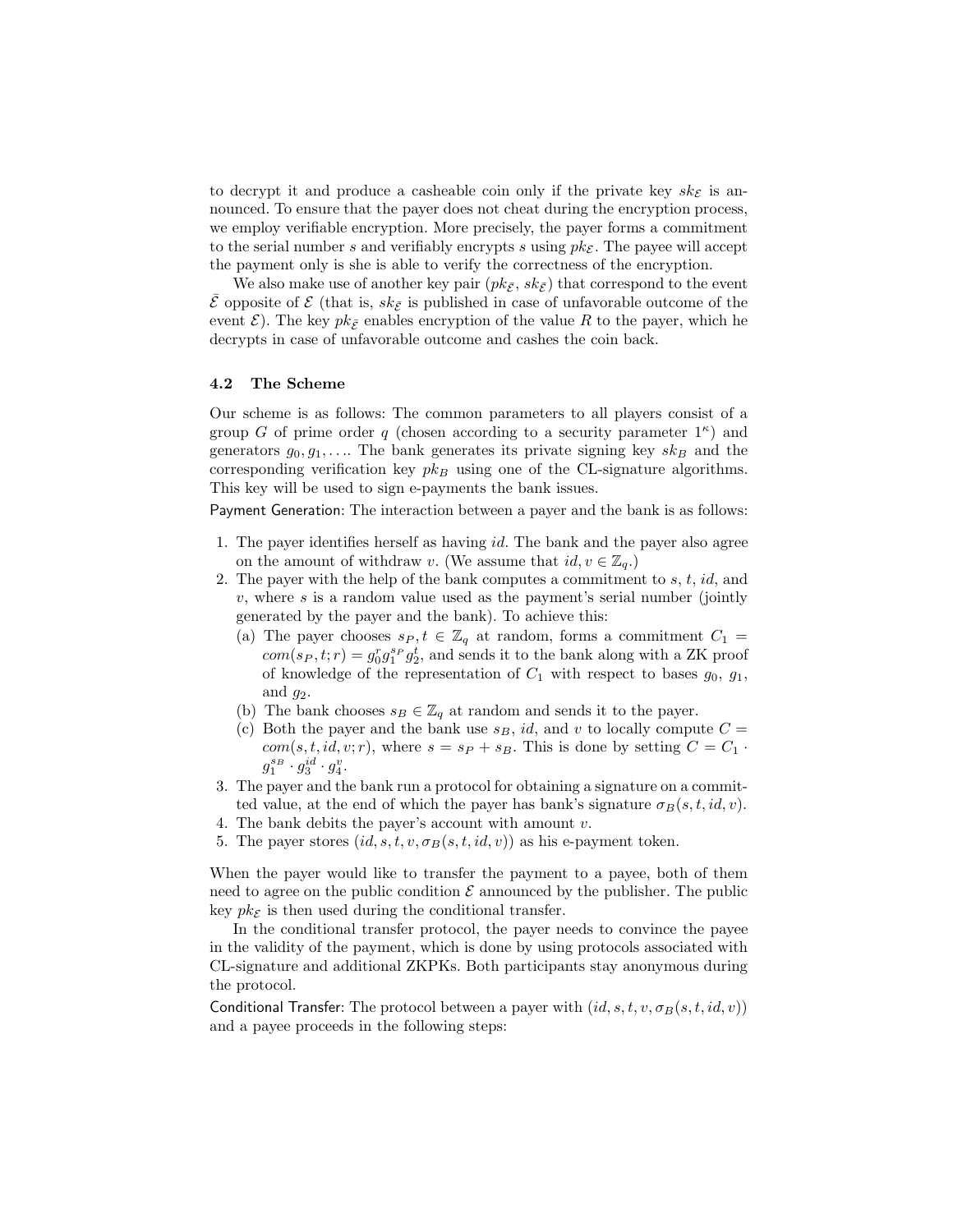to decrypt it and produce a casheable coin only if the private key $sk_{\mathcal{E}}$ is announced. To ensure that the payer does not cheat during the encryption process, we employ verifiable encryption. More precisely, the payer forms a commitment to the serial number $s$ and verifiably encrypts $s$ using $pk_{\mathcal{E}}$. The payee will accept the payment only is she is able to verify the correctness of the encryption.

We also make use of another key pair $(pk_{\bar{\mathcal{E}}}, sk_{\bar{\mathcal{E}}})$ that correspond to the event $\bar{\mathcal{E}}$ opposite of $\mathcal{E}$ (that is, $sk_{\bar{\mathcal{E}}}$ is published in case of unfavorable outcome of the event $\mathcal{E}$). The key $pk_{\bar{\mathcal{E}}}$ enables encryption of the value $R$ to the payer, which he decrypts in case of unfavorable outcome and cashes the coin back.

### 4.2 The Scheme

Our scheme is as follows: The common parameters to all players consist of a group $G$ of prime order $q$ (chosen according to a security parameter $1^\kappa$) and generators $g_0, g_1, \ldots$. The bank generates its private signing key $sk_B$ and the corresponding verification key $pk_B$ using one of the CL-signature algorithms. This key will be used to sign e-payments the bank issues.

Payment Generation: The interaction between a payer and the bank is as follows:

1. The payer identifies herself as having $id$. The bank and the payer also agree on the amount of withdraw $v$. (We assume that $id, v \in \mathbb{Z}_q$.)
2. The payer with the help of the bank computes a commitment to $s$, $t$, $id$, and $v$, where $s$ is a random value used as the payment's serial number (jointly generated by the payer and the bank). To achieve this:
   (a) The payer chooses $s_P, t \in \mathbb{Z}_q$ at random, forms a commitment $C_1 = com(s_P, t; r) = g_0^r g_1^{s_P} g_2^t$, and sends it to the bank along with a ZK proof of knowledge of the representation of $C_1$ with respect to bases $g_0$, $g_1$, and $g_2$.
   (b) The bank chooses $s_B \in \mathbb{Z}_q$ at random and sends it to the payer.
   (c) Both the payer and the bank use $s_B$, $id$, and $v$ to locally compute $C = com(s, t, id, v; r)$, where $s = s_P + s_B$. This is done by setting $C = C_1 \cdot g_1^{s_B} \cdot g_3^{id} \cdot g_4^v$.
3. The payer and the bank run a protocol for obtaining a signature on a committed value, at the end of which the payer has bank's signature $\sigma_B(s, t, id, v)$.
4. The bank debits the payer's account with amount $v$.
5. The payer stores $(id, s, t, v, \sigma_B(s, t, id, v))$ as his e-payment token.

When the payer would like to transfer the payment to a payee, both of them need to agree on the public condition $\mathcal{E}$ announced by the publisher. The public key $pk_{\mathcal{E}}$ is then used during the conditional transfer.

In the conditional transfer protocol, the payer needs to convince the payee in the validity of the payment, which is done by using protocols associated with CL-signature and additional ZKPKs. Both participants stay anonymous during the protocol.

Conditional Transfer: The protocol between a payer with $(id, s, t, v, \sigma_B(s, t, id, v))$ and a payee proceeds in the following steps: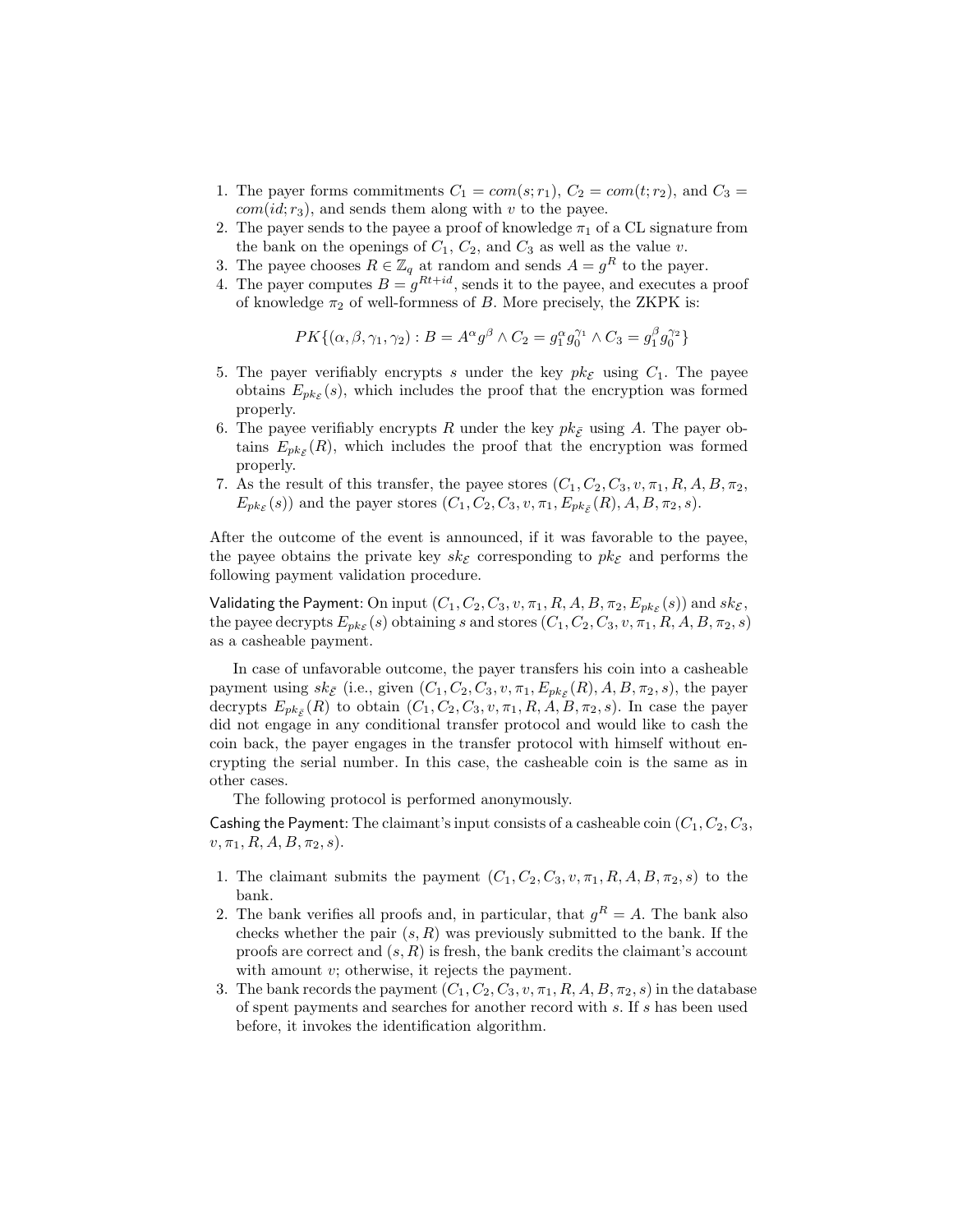1. The payer forms commitments $C_1 = com(s; r_1)$, $C_2 = com(t; r_2)$, and $C_3 = com(id; r_3)$, and sends them along with $v$ to the payee.
2. The payer sends to the payee a proof of knowledge $\pi_1$ of a CL signature from the bank on the openings of $C_1$, $C_2$, and $C_3$ as well as the value $v$.
3. The payee chooses $R \in \mathbb{Z}_q$ at random and sends $A = g^R$ to the payer.
4. The payer computes $B = g^{Rt+id}$, sends it to the payee, and executes a proof of knowledge $\pi_2$ of well-formness of $B$. More precisely, the ZKPK is:

$$PK\{(\alpha, \beta, \gamma_1, \gamma_2) : B = A^\alpha g^\beta \wedge C_2 = g_1^\alpha g_0^{\gamma_1} \wedge C_3 = g_1^\beta g_0^{\gamma_2}\}$$

5. The payer verifiably encrypts $s$ under the key $pk_{\mathcal{E}}$ using $C_1$. The payee obtains $E_{pk_{\mathcal{E}}}(s)$, which includes the proof that the encryption was formed properly.
6. The payee verifiably encrypts $R$ under the key $pk_{\bar{\mathcal{E}}}$ using $A$. The payer obtains $E_{pk_{\bar{\mathcal{E}}}}(R)$, which includes the proof that the encryption was formed properly.
7. As the result of this transfer, the payee stores $(C_1, C_2, C_3, v, \pi_1, R, A, B, \pi_2, E_{pk_{\mathcal{E}}}(s))$ and the payer stores $(C_1, C_2, C_3, v, \pi_1, E_{pk_{\bar{\mathcal{E}}}}(R), A, B, \pi_2, s)$.

After the outcome of the event is announced, if it was favorable to the payee, the payee obtains the private key $sk_{\mathcal{E}}$ corresponding to $pk_{\mathcal{E}}$ and performs the following payment validation procedure.

Validating the Payment: On input $(C_1, C_2, C_3, v, \pi_1, R, A, B, \pi_2, E_{pk_{\mathcal{E}}}(s))$ and $sk_{\mathcal{E}}$, the payee decrypts $E_{pk_{\mathcal{E}}}(s)$ obtaining $s$ and stores $(C_1, C_2, C_3, v, \pi_1, R, A, B, \pi_2, s)$ as a casheable payment.

In case of unfavorable outcome, the payer transfers his coin into a casheable payment using $sk_{\bar{\mathcal{E}}}$ (i.e., given $(C_1, C_2, C_3, v, \pi_1, E_{pk_{\bar{\mathcal{E}}}}(R), A, B, \pi_2, s)$, the payer decrypts $E_{pk_{\bar{\mathcal{E}}}}(R)$ to obtain $(C_1, C_2, C_3, v, \pi_1, R, A, B, \pi_2, s)$. In case the payer did not engage in any conditional transfer protocol and would like to cash the coin back, the payer engages in the transfer protocol with himself without encrypting the serial number. In this case, the casheable coin is the same as in other cases.

The following protocol is performed anonymously.

Cashing the Payment: The claimant's input consists of a casheable coin $(C_1, C_2, C_3, v, \pi_1, R, A, B, \pi_2, s)$.

1. The claimant submits the payment $(C_1, C_2, C_3, v, \pi_1, R, A, B, \pi_2, s)$ to the bank.
2. The bank verifies all proofs and, in particular, that $g^R = A$. The bank also checks whether the pair $(s, R)$ was previously submitted to the bank. If the proofs are correct and $(s, R)$ is fresh, the bank credits the claimant's account with amount $v$; otherwise, it rejects the payment.
3. The bank records the payment $(C_1, C_2, C_3, v, \pi_1, R, A, B, \pi_2, s)$ in the database of spent payments and searches for another record with $s$. If $s$ has been used before, it invokes the identification algorithm.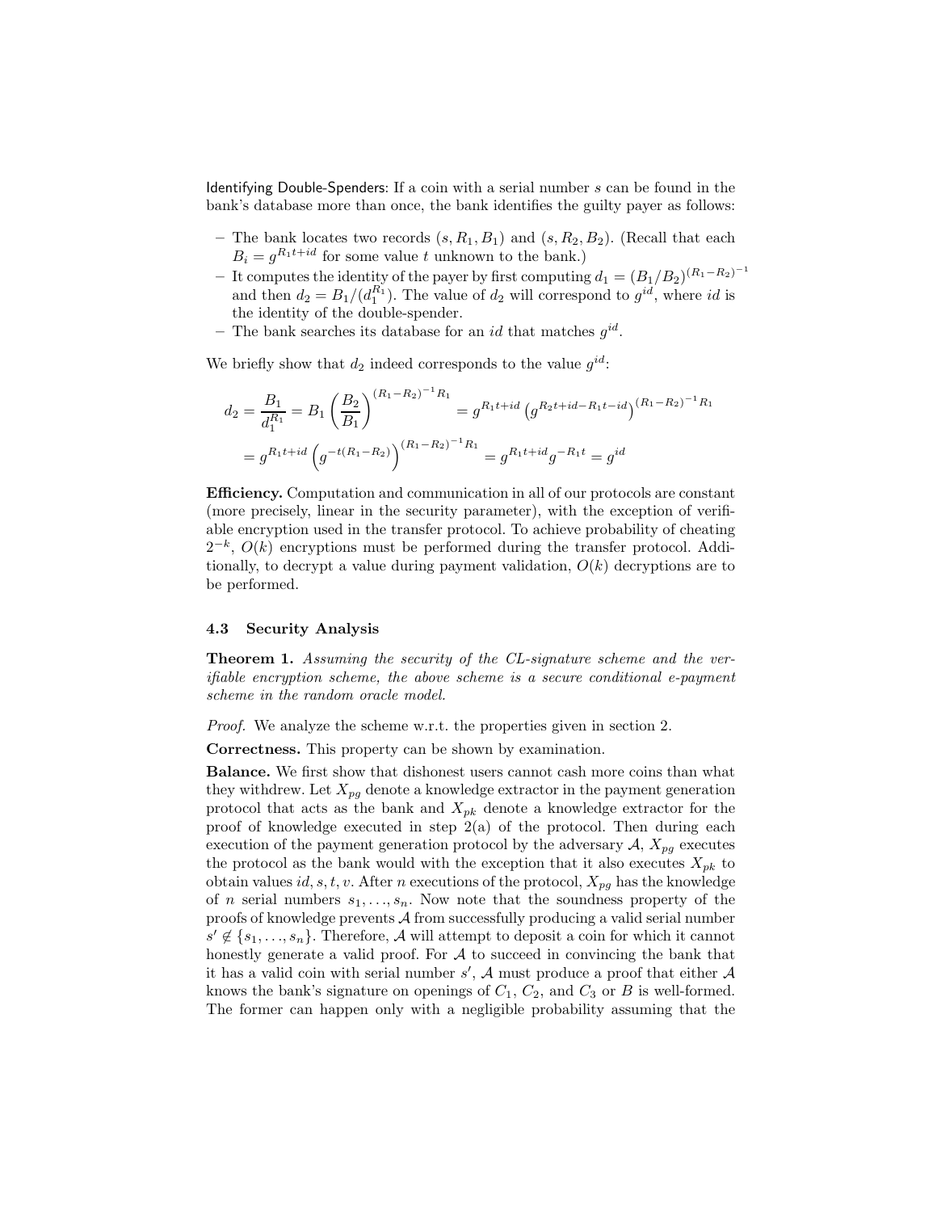Identifying Double-Spenders: If a coin with a serial number $s$ can be found in the bank's database more than once, the bank identifies the guilty payer as follows:

– The bank locates two records $(s, R_1, B_1)$ and $(s, R_2, B_2)$. (Recall that each $B_i = g^{R_1 t + id}$ for some value $t$ unknown to the bank.)
– It computes the identity of the payer by first computing $d_1 = (B_1/B_2)^{(R_1-R_2)^{-1}}$ and then $d_2 = B_1/(d_1^{R_1})$. The value of $d_2$ will correspond to $g^{id}$, where $id$ is the identity of the double-spender.
– The bank searches its database for an $id$ that matches $g^{id}$.

We briefly show that $d_2$ indeed corresponds to the value $g^{id}$:

$$d_2 = \frac{B_1}{d_1^{R_1}} = B_1 \left(\frac{B_2}{B_1}\right)^{(R_1-R_2)^{-1}R_1} = g^{R_1 t + id}\left(g^{R_2 t + id - R_1 t - id}\right)^{(R_1-R_2)^{-1}R_1}$$
$$= g^{R_1 t + id}\left(g^{-t(R_1-R_2)}\right)^{(R_1-R_2)^{-1}R_1} = g^{R_1 t + id} g^{-R_1 t} = g^{id}$$

**Efficiency.** Computation and communication in all of our protocols are constant (more precisely, linear in the security parameter), with the exception of verifiable encryption used in the transfer protocol. To achieve probability of cheating $2^{-k}$, $O(k)$ encryptions must be performed during the transfer protocol. Additionally, to decrypt a value during payment validation, $O(k)$ decryptions are to be performed.

### 4.3 Security Analysis

**Theorem 1.** *Assuming the security of the CL-signature scheme and the verifiable encryption scheme, the above scheme is a secure conditional e-payment scheme in the random oracle model.*

*Proof.* We analyze the scheme w.r.t. the properties given in section 2.

**Correctness.** This property can be shown by examination.

**Balance.** We first show that dishonest users cannot cash more coins than what they withdrew. Let $X_{pg}$ denote a knowledge extractor in the payment generation protocol that acts as the bank and $X_{pk}$ denote a knowledge extractor for the proof of knowledge executed in step 2(a) of the protocol. Then during each execution of the payment generation protocol by the adversary $\mathcal{A}$, $X_{pg}$ executes the protocol as the bank would with the exception that it also executes $X_{pk}$ to obtain values $id, s, t, v$. After $n$ executions of the protocol, $X_{pg}$ has the knowledge of $n$ serial numbers $s_1, \ldots, s_n$. Now note that the soundness property of the proofs of knowledge prevents $\mathcal{A}$ from successfully producing a valid serial number $s' \notin \{s_1, \ldots, s_n\}$. Therefore, $\mathcal{A}$ will attempt to deposit a coin for which it cannot honestly generate a valid proof. For $\mathcal{A}$ to succeed in convincing the bank that it has a valid coin with serial number $s'$, $\mathcal{A}$ must produce a proof that either $\mathcal{A}$ knows the bank's signature on openings of $C_1$, $C_2$, and $C_3$ or $B$ is well-formed. The former can happen only with a negligible probability assuming that the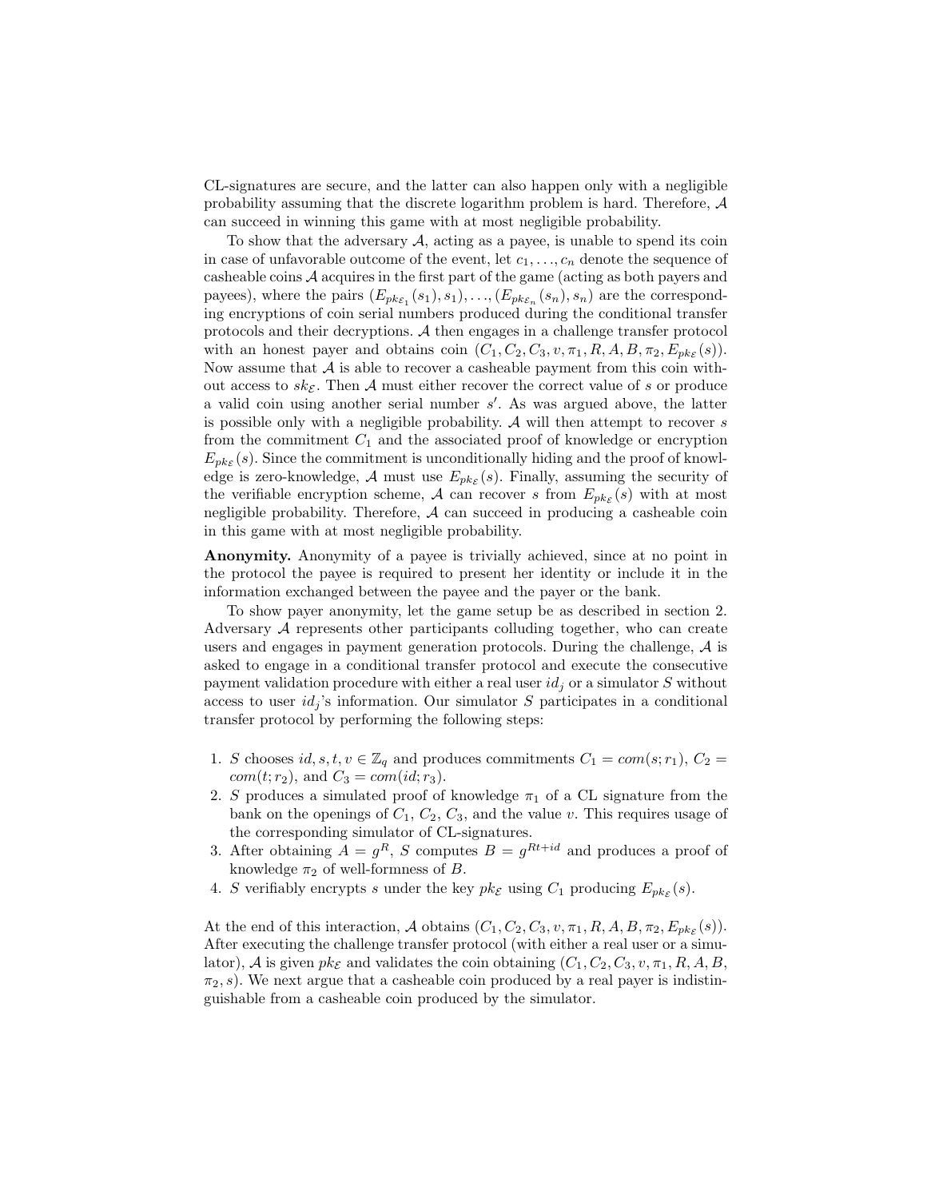CL-signatures are secure, and the latter can also happen only with a negligible probability assuming that the discrete logarithm problem is hard. Therefore, $\mathcal{A}$ can succeed in winning this game with at most negligible probability.

To show that the adversary $\mathcal{A}$, acting as a payee, is unable to spend its coin in case of unfavorable outcome of the event, let $c_1, \ldots, c_n$ denote the sequence of casheable coins $\mathcal{A}$ acquires in the first part of the game (acting as both payers and payees), where the pairs $(E_{pk_{\mathcal{E}_1}}(s_1), s_1), \ldots, (E_{pk_{\mathcal{E}_n}}(s_n), s_n)$ are the corresponding encryptions of coin serial numbers produced during the conditional transfer protocols and their decryptions. $\mathcal{A}$ then engages in a challenge transfer protocol with an honest payer and obtains coin $(C_1, C_2, C_3, v, \pi_1, R, A, B, \pi_2, E_{pk_{\mathcal{E}}}(s))$. Now assume that $\mathcal{A}$ is able to recover a casheable payment from this coin without access to $sk_{\mathcal{E}}$. Then $\mathcal{A}$ must either recover the correct value of $s$ or produce a valid coin using another serial number $s'$. As was argued above, the latter is possible only with a negligible probability. $\mathcal{A}$ will then attempt to recover $s$ from the commitment $C_1$ and the associated proof of knowledge or encryption $E_{pk_{\mathcal{E}}}(s)$. Since the commitment is unconditionally hiding and the proof of knowledge is zero-knowledge, $\mathcal{A}$ must use $E_{pk_{\mathcal{E}}}(s)$. Finally, assuming the security of the verifiable encryption scheme, $\mathcal{A}$ can recover $s$ from $E_{pk_{\mathcal{E}}}(s)$ with at most negligible probability. Therefore, $\mathcal{A}$ can succeed in producing a casheable coin in this game with at most negligible probability.

**Anonymity.** Anonymity of a payee is trivially achieved, since at no point in the protocol the payee is required to present her identity or include it in the information exchanged between the payee and the payer or the bank.

To show payer anonymity, let the game setup be as described in section 2. Adversary $\mathcal{A}$ represents other participants colluding together, who can create users and engages in payment generation protocols. During the challenge, $\mathcal{A}$ is asked to engage in a conditional transfer protocol and execute the consecutive payment validation procedure with either a real user $id_j$ or a simulator $S$ without access to user $id_j$'s information. Our simulator $S$ participates in a conditional transfer protocol by performing the following steps:

1. $S$ chooses $id, s, t, v \in \mathbb{Z}_q$ and produces commitments $C_1 = com(s; r_1)$, $C_2 = com(t; r_2)$, and $C_3 = com(id; r_3)$.
2. $S$ produces a simulated proof of knowledge $\pi_1$ of a CL signature from the bank on the openings of $C_1$, $C_2$, $C_3$, and the value $v$. This requires usage of the corresponding simulator of CL-signatures.
3. After obtaining $A = g^R$, $S$ computes $B = g^{Rt+id}$ and produces a proof of knowledge $\pi_2$ of well-formness of $B$.
4. $S$ verifiably encrypts $s$ under the key $pk_{\mathcal{E}}$ using $C_1$ producing $E_{pk_{\mathcal{E}}}(s)$.

At the end of this interaction, $\mathcal{A}$ obtains $(C_1, C_2, C_3, v, \pi_1, R, A, B, \pi_2, E_{pk_{\mathcal{E}}}(s))$. After executing the challenge transfer protocol (with either a real user or a simulator), $\mathcal{A}$ is given $pk_{\mathcal{E}}$ and validates the coin obtaining $(C_1, C_2, C_3, v, \pi_1, R, A, B, \pi_2, s)$. We next argue that a casheable coin produced by a real payer is indistinguishable from a casheable coin produced by the simulator.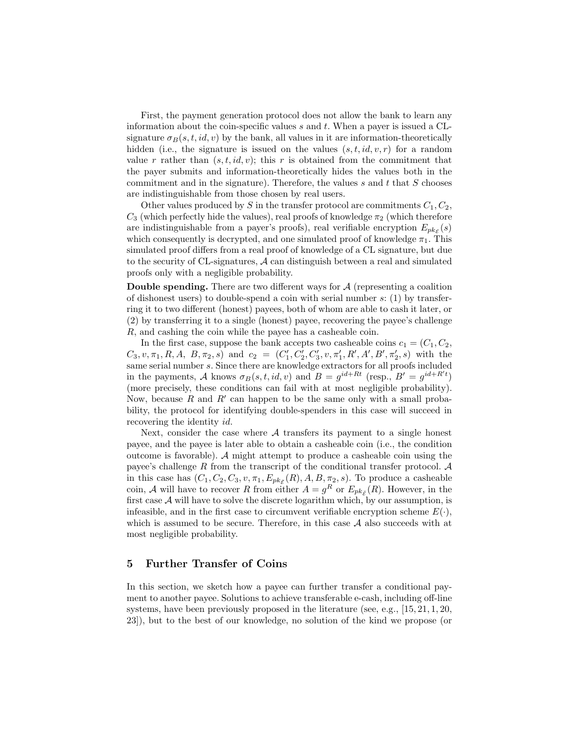First, the payment generation protocol does not allow the bank to learn any information about the coin-specific values $s$ and $t$. When a payer is issued a CL-signature $\sigma_B(s, t, id, v)$ by the bank, all values in it are information-theoretically hidden (i.e., the signature is issued on the values $(s, t, id, v, r)$ for a random value $r$ rather than $(s, t, id, v)$; this $r$ is obtained from the commitment that the payer submits and information-theoretically hides the values both in the commitment and in the signature). Therefore, the values $s$ and $t$ that $S$ chooses are indistinguishable from those chosen by real users.

Other values produced by $S$ in the transfer protocol are commitments $C_1, C_2, C_3$ (which perfectly hide the values), real proofs of knowledge $\pi_2$ (which therefore are indistinguishable from a payer's proofs), real verifiable encryption $E_{pk_{\mathcal{E}}}(s)$ which consequently is decrypted, and one simulated proof of knowledge $\pi_1$. This simulated proof differs from a real proof of knowledge of a CL signature, but due to the security of CL-signatures, $\mathcal{A}$ can distinguish between a real and simulated proofs only with a negligible probability.

**Double spending.** There are two different ways for $\mathcal{A}$ (representing a coalition of dishonest users) to double-spend a coin with serial number $s$: (1) by transferring it to two different (honest) payees, both of whom are able to cash it later, or (2) by transferring it to a single (honest) payee, recovering the payee's challenge $R$, and cashing the coin while the payee has a casheable coin.

In the first case, suppose the bank accepts two casheable coins $c_1 = (C_1, C_2, C_3, v, \pi_1, R, A, B, \pi_2, s)$ and $c_2 = (C_1', C_2', C_3', v, \pi_1', R', A', B', \pi_2', s)$ with the same serial number $s$. Since there are knowledge extractors for all proofs included in the payments, $\mathcal{A}$ knows $\sigma_B(s, t, id, v)$ and $B = g^{id+Rt}$ (resp., $B' = g^{id+R't}$) (more precisely, these conditions can fail with at most negligible probability). Now, because $R$ and $R'$ can happen to be the same only with a small probability, the protocol for identifying double-spenders in this case will succeed in recovering the identity $id$.

Next, consider the case where $\mathcal{A}$ transfers its payment to a single honest payee, and the payee is later able to obtain a casheable coin (i.e., the condition outcome is favorable). $\mathcal{A}$ might attempt to produce a casheable coin using the payee's challenge $R$ from the transcript of the conditional transfer protocol. $\mathcal{A}$ in this case has $(C_1, C_2, C_3, v, \pi_1, E_{pk_{\mathcal{E}}}(R), A, B, \pi_2, s)$. To produce a casheable coin, $\mathcal{A}$ will have to recover $R$ from either $A = g^R$ or $E_{pk_{\mathcal{E}}}(R)$. However, in the first case $\mathcal{A}$ will have to solve the discrete logarithm which, by our assumption, is infeasible, and in the first case to circumvent verifiable encryption scheme $E(\cdot)$, which is assumed to be secure. Therefore, in this case $\mathcal{A}$ also succeeds with at most negligible probability.

## 5 Further Transfer of Coins

In this section, we sketch how a payee can further transfer a conditional payment to another payee. Solutions to achieve transferable e-cash, including off-line systems, have been previously proposed in the literature (see, e.g., [15, 21, 1, 20, 23]), but to the best of our knowledge, no solution of the kind we propose (or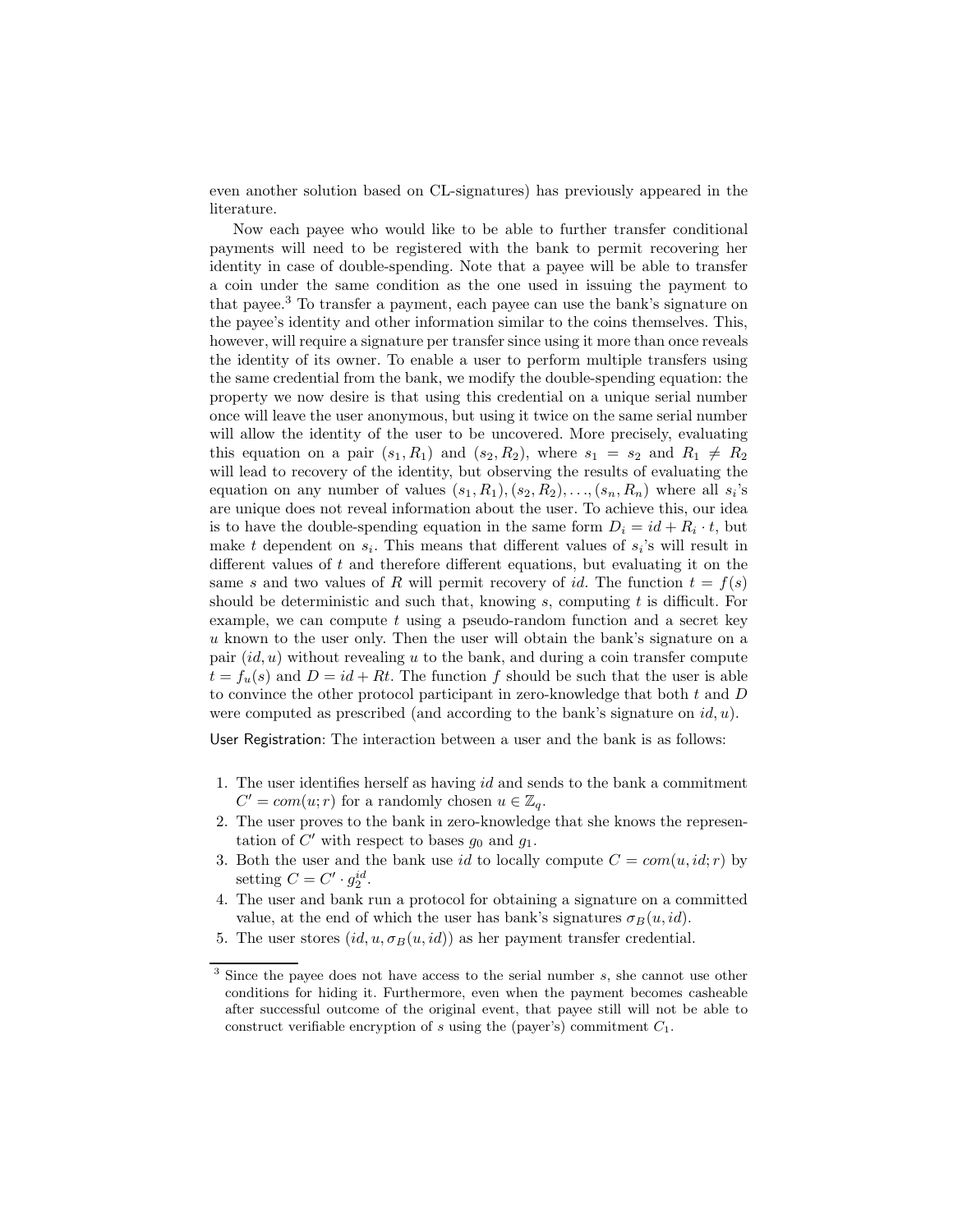even another solution based on CL-signatures) has previously appeared in the literature.

Now each payee who would like to be able to further transfer conditional payments will need to be registered with the bank to permit recovering her identity in case of double-spending. Note that a payee will be able to transfer a coin under the same condition as the one used in issuing the payment to that payee.[3] To transfer a payment, each payee can use the bank's signature on the payee's identity and other information similar to the coins themselves. This, however, will require a signature per transfer since using it more than once reveals the identity of its owner. To enable a user to perform multiple transfers using the same credential from the bank, we modify the double-spending equation: the property we now desire is that using this credential on a unique serial number once will leave the user anonymous, but using it twice on the same serial number will allow the identity of the user to be uncovered. More precisely, evaluating this equation on a pair $(s_1, R_1)$ and $(s_2, R_2)$, where $s_1 = s_2$ and $R_1 \neq R_2$ will lead to recovery of the identity, but observing the results of evaluating the equation on any number of values $(s_1, R_1), (s_2, R_2), \ldots, (s_n, R_n)$ where all $s_i$'s are unique does not reveal information about the user. To achieve this, our idea is to have the double-spending equation in the same form $D_i = id + R_i \cdot t$, but make $t$ dependent on $s_i$. This means that different values of $s_i$'s will result in different values of $t$ and therefore different equations, but evaluating it on the same $s$ and two values of $R$ will permit recovery of $id$. The function $t = f(s)$ should be deterministic and such that, knowing $s$, computing $t$ is difficult. For example, we can compute $t$ using a pseudo-random function and a secret key $u$ known to the user only. Then the user will obtain the bank's signature on a pair $(id, u)$ without revealing $u$ to the bank, and during a coin transfer compute $t = f_u(s)$ and $D = id + Rt$. The function $f$ should be such that the user is able to convince the other protocol participant in zero-knowledge that both $t$ and $D$ were computed as prescribed (and according to the bank's signature on $id, u$).

User Registration: The interaction between a user and the bank is as follows:

1. The user identifies herself as having $id$ and sends to the bank a commitment $C' = com(u; r)$ for a randomly chosen $u \in \mathbb{Z}_q$.
2. The user proves to the bank in zero-knowledge that she knows the representation of $C'$ with respect to bases $g_0$ and $g_1$.
3. Both the user and the bank use $id$ to locally compute $C = com(u, id; r)$ by setting $C = C' \cdot g_2^{id}$.
4. The user and bank run a protocol for obtaining a signature on a committed value, at the end of which the user has bank's signatures $\sigma_B(u, id)$.
5. The user stores $(id, u, \sigma_B(u, id))$ as her payment transfer credential.

[3] Since the payee does not have access to the serial number $s$, she cannot use other conditions for hiding it. Furthermore, even when the payment becomes casheable after successful outcome of the original event, that payee still will not be able to construct verifiable encryption of $s$ using the (payer's) commitment $C_1$.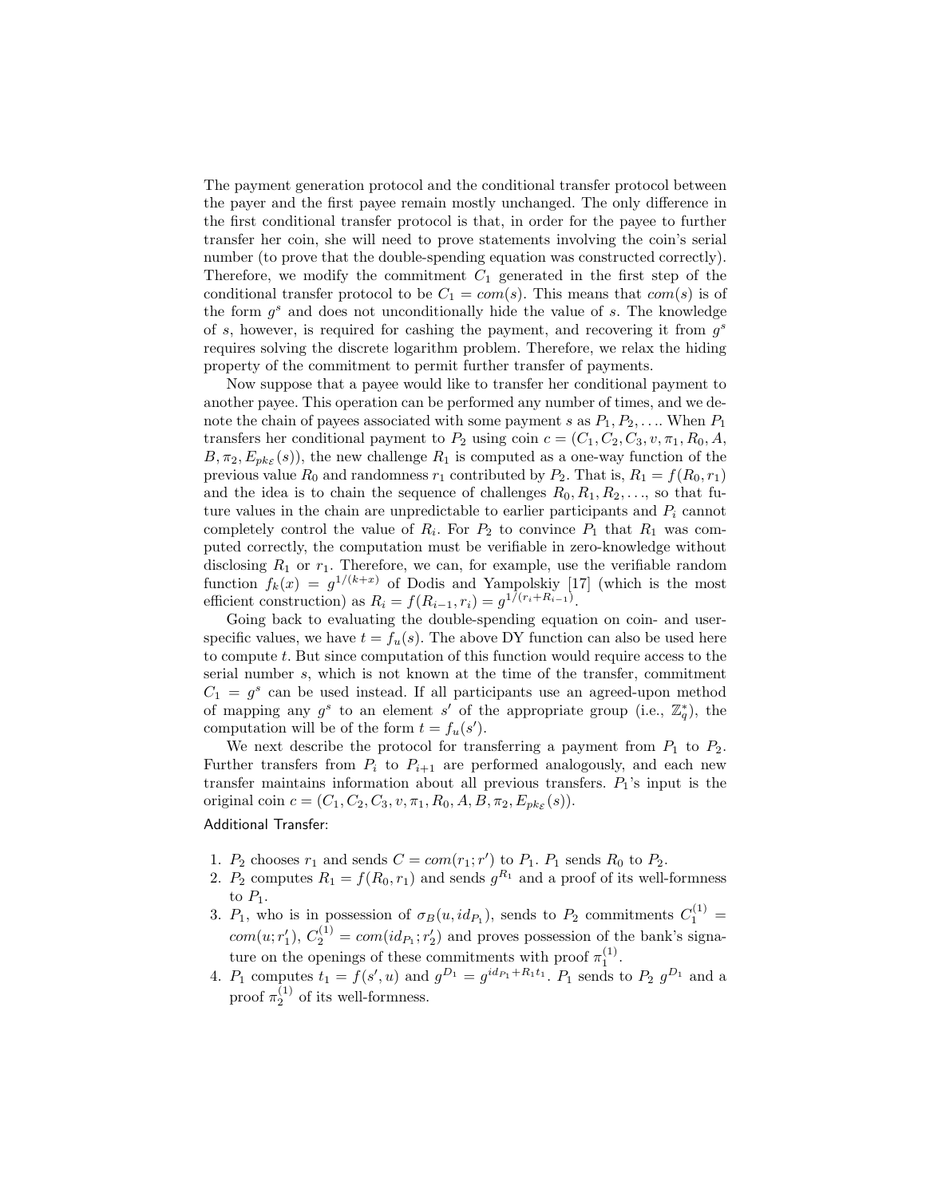The payment generation protocol and the conditional transfer protocol between the payer and the first payee remain mostly unchanged. The only difference in the first conditional transfer protocol is that, in order for the payee to further transfer her coin, she will need to prove statements involving the coin's serial number (to prove that the double-spending equation was constructed correctly). Therefore, we modify the commitment $C_1$ generated in the first step of the conditional transfer protocol to be $C_1 = com(s)$. This means that $com(s)$ is of the form $g^s$ and does not unconditionally hide the value of $s$. The knowledge of $s$, however, is required for cashing the payment, and recovering it from $g^s$ requires solving the discrete logarithm problem. Therefore, we relax the hiding property of the commitment to permit further transfer of payments.

Now suppose that a payee would like to transfer her conditional payment to another payee. This operation can be performed any number of times, and we denote the chain of payees associated with some payment $s$ as $P_1, P_2, \ldots$. When $P_1$ transfers her conditional payment to $P_2$ using coin $c = (C_1, C_2, C_3, v, \pi_1, R_0, A, B, \pi_2, E_{pk_\mathcal{E}}(s))$, the new challenge $R_1$ is computed as a one-way function of the previous value $R_0$ and randomness $r_1$ contributed by $P_2$. That is, $R_1 = f(R_0, r_1)$ and the idea is to chain the sequence of challenges $R_0, R_1, R_2, \ldots$, so that future values in the chain are unpredictable to earlier participants and $P_i$ cannot completely control the value of $R_i$. For $P_2$ to convince $P_1$ that $R_1$ was computed correctly, the computation must be verifiable in zero-knowledge without disclosing $R_1$ or $r_1$. Therefore, we can, for example, use the verifiable random function $f_k(x) = g^{1/(k+x)}$ of Dodis and Yampolskiy [17] (which is the most efficient construction) as $R_i = f(R_{i-1}, r_i) = g^{1/(r_i + R_{i-1})}$.

Going back to evaluating the double-spending equation on coin- and user-specific values, we have $t = f_u(s)$. The above DY function can also be used here to compute $t$. But since computation of this function would require access to the serial number $s$, which is not known at the time of the transfer, commitment $C_1 = g^s$ can be used instead. If all participants use an agreed-upon method of mapping any $g^s$ to an element $s'$ of the appropriate group (i.e., $\mathbb{Z}_q^*$), the computation will be of the form $t = f_u(s')$.

We next describe the protocol for transferring a payment from $P_1$ to $P_2$. Further transfers from $P_i$ to $P_{i+1}$ are performed analogously, and each new transfer maintains information about all previous transfers. $P_1$'s input is the original coin $c = (C_1, C_2, C_3, v, \pi_1, R_0, A, B, \pi_2, E_{pk_\mathcal{E}}(s))$.

Additional Transfer:

1. $P_2$ chooses $r_1$ and sends $C = com(r_1; r')$ to $P_1$. $P_1$ sends $R_0$ to $P_2$.
2. $P_2$ computes $R_1 = f(R_0, r_1)$ and sends $g^{R_1}$ and a proof of its well-formness to $P_1$.
3. $P_1$, who is in possession of $\sigma_B(u, id_{P_1})$, sends to $P_2$ commitments $C_1^{(1)} = com(u; r'_1)$, $C_2^{(1)} = com(id_{P_1}; r'_2)$ and proves possession of the bank's signature on the openings of these commitments with proof $\pi_1^{(1)}$.
4. $P_1$ computes $t_1 = f(s', u)$ and $g^{D_1} = g^{id_{P_1} + R_1 t_1}$. $P_1$ sends to $P_2$ $g^{D_1}$ and a proof $\pi_2^{(1)}$ of its well-formness.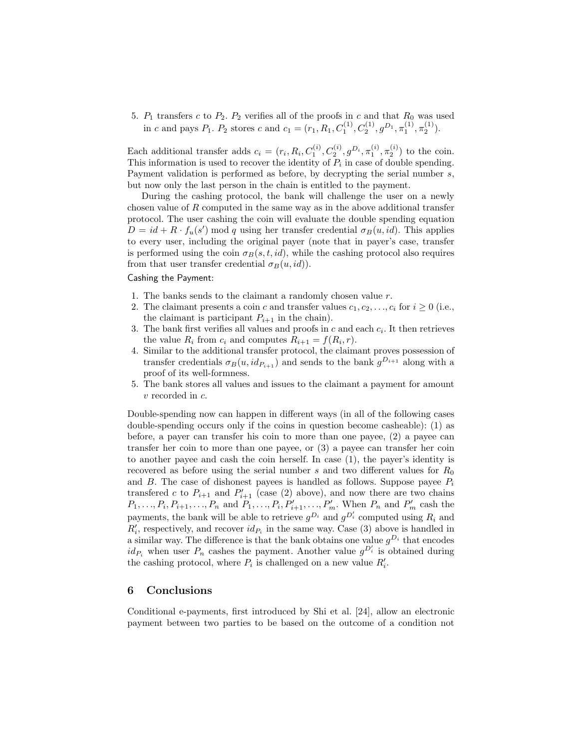5. $P_1$ transfers $c$ to $P_2$. $P_2$ verifies all of the proofs in $c$ and that $R_0$ was used in $c$ and pays $P_1$. $P_2$ stores $c$ and $c_1 = (r_1, R_1, C_1^{(1)}, C_2^{(1)}, g^{D_1}, \pi_1^{(1)}, \pi_2^{(1)})$.

Each additional transfer adds $c_i = (r_i, R_i, C_1^{(i)}, C_2^{(i)}, g^{D_i}, \pi_1^{(i)}, \pi_2^{(i)})$ to the coin. This information is used to recover the identity of $P_i$ in case of double spending. Payment validation is performed as before, by decrypting the serial number $s$, but now only the last person in the chain is entitled to the payment.

During the cashing protocol, the bank will challenge the user on a newly chosen value of $R$ computed in the same way as in the above additional transfer protocol. The user cashing the coin will evaluate the double spending equation $D = id + R \cdot f_u(s') \bmod q$ using her transfer credential $\sigma_B(u, id)$. This applies to every user, including the original payer (note that in payer's case, transfer is performed using the coin $\sigma_B(s, t, id)$, while the cashing protocol also requires from that user transfer credential $\sigma_B(u, id)$).

Cashing the Payment:

1. The banks sends to the claimant a randomly chosen value $r$.
2. The claimant presents a coin $c$ and transfer values $c_1, c_2, \ldots, c_i$ for $i \geq 0$ (i.e., the claimant is participant $P_{i+1}$ in the chain).
3. The bank first verifies all values and proofs in $c$ and each $c_i$. It then retrieves the value $R_i$ from $c_i$ and computes $R_{i+1} = f(R_i, r)$.
4. Similar to the additional transfer protocol, the claimant proves possession of transfer credentials $\sigma_B(u, id_{P_{i+1}})$ and sends to the bank $g^{D_{i+1}}$ along with a proof of its well-formness.
5. The bank stores all values and issues to the claimant a payment for amount $v$ recorded in $c$.

Double-spending now can happen in different ways (in all of the following cases double-spending occurs only if the coins in question become casheable): (1) as before, a payer can transfer his coin to more than one payee, (2) a payee can transfer her coin to more than one payee, or (3) a payee can transfer her coin to another payee and cash the coin herself. In case (1), the payer's identity is recovered as before using the serial number $s$ and two different values for $R_0$ and $B$. The case of dishonest payees is handled as follows. Suppose payee $P_i$ transfered $c$ to $P_{i+1}$ and $P'_{i+1}$ (case (2) above), and now there are two chains $P_1, \ldots, P_i, P_{i+1}, \ldots, P_n$ and $P_1, \ldots, P_i, P'_{i+1}, \ldots, P'_m$. When $P_n$ and $P'_m$ cash the payments, the bank will be able to retrieve $g^{D_i}$ and $g^{D'_i}$ computed using $R_i$ and $R'_i$, respectively, and recover $id_{P_i}$ in the same way. Case (3) above is handled in a similar way. The difference is that the bank obtains one value $g^{D_i}$ that encodes $id_{P_i}$ when user $P_n$ cashes the payment. Another value $g^{D'_i}$ is obtained during the cashing protocol, where $P_i$ is challenged on a new value $R'_i$.

## 6 Conclusions

Conditional e-payments, first introduced by Shi et al. [24], allow an electronic payment between two parties to be based on the outcome of a condition not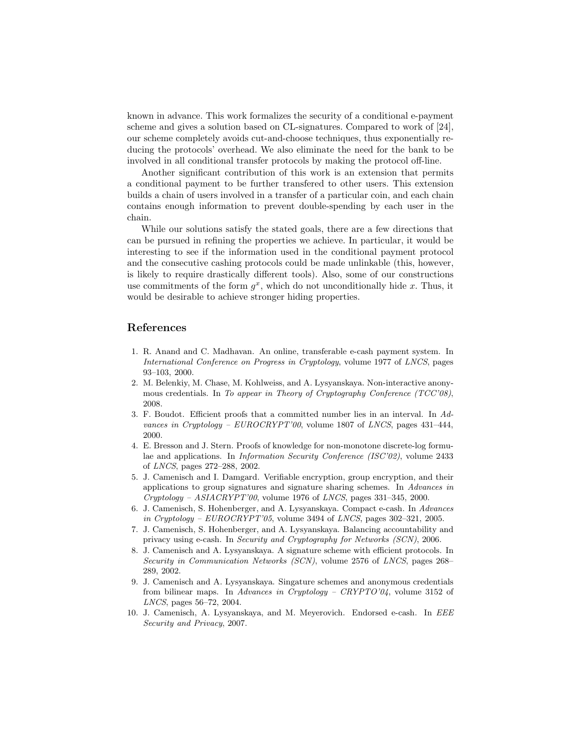known in advance. This work formalizes the security of a conditional e-payment scheme and gives a solution based on CL-signatures. Compared to work of [24], our scheme completely avoids cut-and-choose techniques, thus exponentially reducing the protocols' overhead. We also eliminate the need for the bank to be involved in all conditional transfer protocols by making the protocol off-line.

Another significant contribution of this work is an extension that permits a conditional payment to be further transfered to other users. This extension builds a chain of users involved in a transfer of a particular coin, and each chain contains enough information to prevent double-spending by each user in the chain.

While our solutions satisfy the stated goals, there are a few directions that can be pursued in refining the properties we achieve. In particular, it would be interesting to see if the information used in the conditional payment protocol and the consecutive cashing protocols could be made unlinkable (this, however, is likely to require drastically different tools). Also, some of our constructions use commitments of the form $g^x$, which do not unconditionally hide $x$. Thus, it would be desirable to achieve stronger hiding properties.

## References

1. R. Anand and C. Madhavan. An online, transferable e-cash payment system. In *International Conference on Progress in Cryptology*, volume 1977 of *LNCS*, pages 93–103, 2000.
2. M. Belenkiy, M. Chase, M. Kohlweiss, and A. Lysyanskaya. Non-interactive anonymous credentials. In *To appear in Theory of Cryptography Conference (TCC'08)*, 2008.
3. F. Boudot. Efficient proofs that a committed number lies in an interval. In *Advances in Cryptology – EUROCRYPT'00*, volume 1807 of *LNCS*, pages 431–444, 2000.
4. E. Bresson and J. Stern. Proofs of knowledge for non-monotone discrete-log formulae and applications. In *Information Security Conference (ISC'02)*, volume 2433 of *LNCS*, pages 272–288, 2002.
5. J. Camenisch and I. Damgard. Verifiable encryption, group encryption, and their applications to group signatures and signature sharing schemes. In *Advances in Cryptology – ASIACRYPT'00*, volume 1976 of *LNCS*, pages 331–345, 2000.
6. J. Camenisch, S. Hohenberger, and A. Lysyanskaya. Compact e-cash. In *Advances in Cryptology – EUROCRYPT'05*, volume 3494 of *LNCS*, pages 302–321, 2005.
7. J. Camenisch, S. Hohenberger, and A. Lysyanskaya. Balancing accountability and privacy using e-cash. In *Security and Cryptography for Networks (SCN)*, 2006.
8. J. Camenisch and A. Lysyanskaya. A signature scheme with efficient protocols. In *Security in Communication Networks (SCN)*, volume 2576 of *LNCS*, pages 268–289, 2002.
9. J. Camenisch and A. Lysyanskaya. Singature schemes and anonymous credentials from bilinear maps. In *Advances in Cryptology – CRYPTO'04*, volume 3152 of *LNCS*, pages 56–72, 2004.
10. J. Camenisch, A. Lysyanskaya, and M. Meyerovich. Endorsed e-cash. In *EEE Security and Privacy*, 2007.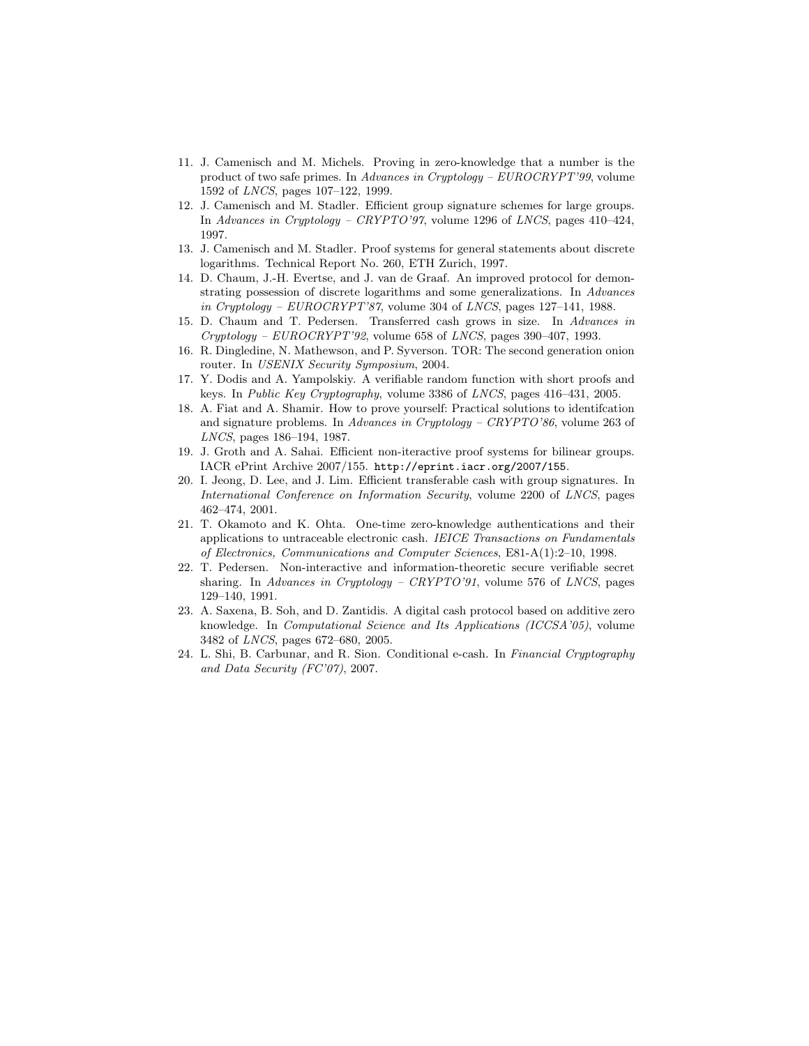11. J. Camenisch and M. Michels. Proving in zero-knowledge that a number is the product of two safe primes. In *Advances in Cryptology – EUROCRYPT'99*, volume 1592 of *LNCS*, pages 107–122, 1999.
12. J. Camenisch and M. Stadler. Efficient group signature schemes for large groups. In *Advances in Cryptology – CRYPTO'97*, volume 1296 of *LNCS*, pages 410–424, 1997.
13. J. Camenisch and M. Stadler. Proof systems for general statements about discrete logarithms. Technical Report No. 260, ETH Zurich, 1997.
14. D. Chaum, J.-H. Evertse, and J. van de Graaf. An improved protocol for demonstrating possession of discrete logarithms and some generalizations. In *Advances in Cryptology – EUROCRYPT'87*, volume 304 of *LNCS*, pages 127–141, 1988.
15. D. Chaum and T. Pedersen. Transferred cash grows in size. In *Advances in Cryptology – EUROCRYPT'92*, volume 658 of *LNCS*, pages 390–407, 1993.
16. R. Dingledine, N. Mathewson, and P. Syverson. TOR: The second generation onion router. In *USENIX Security Symposium*, 2004.
17. Y. Dodis and A. Yampolskiy. A verifiable random function with short proofs and keys. In *Public Key Cryptography*, volume 3386 of *LNCS*, pages 416–431, 2005.
18. A. Fiat and A. Shamir. How to prove yourself: Practical solutions to identifcation and signature problems. In *Advances in Cryptology – CRYPTO'86*, volume 263 of *LNCS*, pages 186–194, 1987.
19. J. Groth and A. Sahai. Efficient non-iteractive proof systems for bilinear groups. IACR ePrint Archive 2007/155. `http://eprint.iacr.org/2007/155`.
20. I. Jeong, D. Lee, and J. Lim. Efficient transferable cash with group signatures. In *International Conference on Information Security*, volume 2200 of *LNCS*, pages 462–474, 2001.
21. T. Okamoto and K. Ohta. One-time zero-knowledge authentications and their applications to untraceable electronic cash. *IEICE Transactions on Fundamentals of Electronics, Communications and Computer Sciences*, E81-A(1):2–10, 1998.
22. T. Pedersen. Non-interactive and information-theoretic secure verifiable secret sharing. In *Advances in Cryptology – CRYPTO'91*, volume 576 of *LNCS*, pages 129–140, 1991.
23. A. Saxena, B. Soh, and D. Zantidis. A digital cash protocol based on additive zero knowledge. In *Computational Science and Its Applications (ICCSA'05)*, volume 3482 of *LNCS*, pages 672–680, 2005.
24. L. Shi, B. Carbunar, and R. Sion. Conditional e-cash. In *Financial Cryptography and Data Security (FC'07)*, 2007.